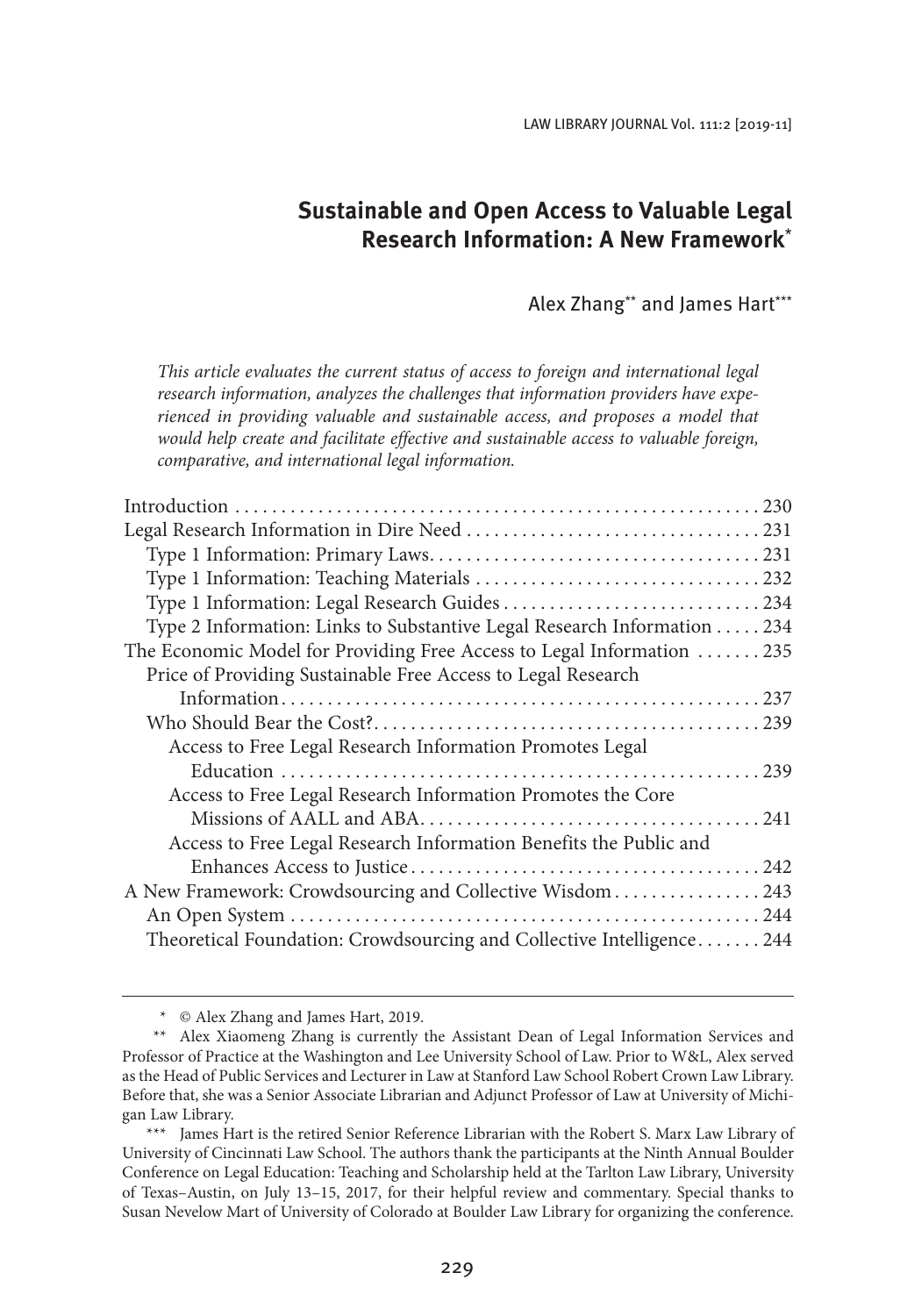# Sustainable and Open Access to Valuable Legal Research Information: A New Framework[*]

Alex Zhang[**] and James Hart[***]

*This article evaluates the current status of access to foreign and international legal research information, analyzes the challenges that information providers have experienced in providing valuable and sustainable access, and proposes a model that would help create and facilitate effective and sustainable access to valuable foreign, comparative, and international legal information.*

- Introduction . . . . . 230
- Legal Research Information in Dire Need . . . . . 231
  - Type 1 Information: Primary Laws. . . . . 231
  - Type 1 Information: Teaching Materials . . . . . 232
  - Type 1 Information: Legal Research Guides . . . . . 234
  - Type 2 Information: Links to Substantive Legal Research Information . . . . . 234
- The Economic Model for Providing Free Access to Legal Information . . . . . 235
  - Price of Providing Sustainable Free Access to Legal Research Information. . . . . 237
  - Who Should Bear the Cost?. . . . . 239
    - Access to Free Legal Research Information Promotes Legal Education . . . . . 239
    - Access to Free Legal Research Information Promotes the Core Missions of AALL and ABA. . . . . 241
    - Access to Free Legal Research Information Benefits the Public and Enhances Access to Justice . . . . . 242
- A New Framework: Crowdsourcing and Collective Wisdom . . . . . 243
  - An Open System . . . . . 244
  - Theoretical Foundation: Crowdsourcing and Collective Intelligence. . . . . 244

---

\* © Alex Zhang and James Hart, 2019.

\*\* Alex Xiaomeng Zhang is currently the Assistant Dean of Legal Information Services and Professor of Practice at the Washington and Lee University School of Law. Prior to W&L, Alex served as the Head of Public Services and Lecturer in Law at Stanford Law School Robert Crown Law Library. Before that, she was a Senior Associate Librarian and Adjunct Professor of Law at University of Michigan Law Library.

\*\*\* James Hart is the retired Senior Reference Librarian with the Robert S. Marx Law Library of University of Cincinnati Law School. The authors thank the participants at the Ninth Annual Boulder Conference on Legal Education: Teaching and Scholarship held at the Tarlton Law Library, University of Texas–Austin, on July 13–15, 2017, for their helpful review and commentary. Special thanks to Susan Nevelow Mart of University of Colorado at Boulder Law Library for organizing the conference.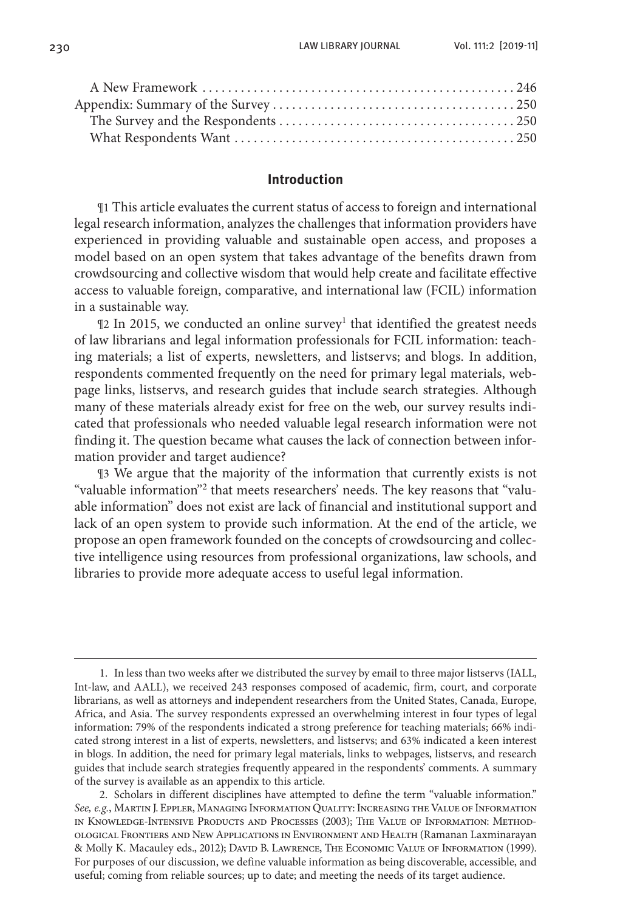A New Framework . . . . . . . . . . . . . . . . . . . . . . . . . . . . . . . . . . . . . . . . . . . . . . . . . . 246
Appendix: Summary of the Survey . . . . . . . . . . . . . . . . . . . . . . . . . . . . . . . . . . . . . 250
The Survey and the Respondents . . . . . . . . . . . . . . . . . . . . . . . . . . . . . . . . . . . . 250
What Respondents Want . . . . . . . . . . . . . . . . . . . . . . . . . . . . . . . . . . . . . . . . . . . 250

## Introduction

¶1 This article evaluates the current status of access to foreign and international legal research information, analyzes the challenges that information providers have experienced in providing valuable and sustainable open access, and proposes a model based on an open system that takes advantage of the benefits drawn from crowdsourcing and collective wisdom that would help create and facilitate effective access to valuable foreign, comparative, and international law (FCIL) information in a sustainable way.

¶2 In 2015, we conducted an online survey[1] that identified the greatest needs of law librarians and legal information professionals for FCIL information: teaching materials; a list of experts, newsletters, and listservs; and blogs. In addition, respondents commented frequently on the need for primary legal materials, webpage links, listservs, and research guides that include search strategies. Although many of these materials already exist for free on the web, our survey results indicated that professionals who needed valuable legal research information were not finding it. The question became what causes the lack of connection between information provider and target audience?

¶3 We argue that the majority of the information that currently exists is not "valuable information"[2] that meets researchers' needs. The key reasons that "valuable information" does not exist are lack of financial and institutional support and lack of an open system to provide such information. At the end of the article, we propose an open framework founded on the concepts of crowdsourcing and collective intelligence using resources from professional organizations, law schools, and libraries to provide more adequate access to useful legal information.

---

1. In less than two weeks after we distributed the survey by email to three major listservs (IALL, Int-law, and AALL), we received 243 responses composed of academic, firm, court, and corporate librarians, as well as attorneys and independent researchers from the United States, Canada, Europe, Africa, and Asia. The survey respondents expressed an overwhelming interest in four types of legal information: 79% of the respondents indicated a strong preference for teaching materials; 66% indicated strong interest in a list of experts, newsletters, and listservs; and 63% indicated a keen interest in blogs. In addition, the need for primary legal materials, links to webpages, listservs, and research guides that include search strategies frequently appeared in the respondents' comments. A summary of the survey is available as an appendix to this article.

2. Scholars in different disciplines have attempted to define the term "valuable information." *See, e.g.*, Martin J. Eppler, Managing Information Quality: Increasing the Value of Information in Knowledge-Intensive Products and Processes (2003); The Value of Information: Methodological Frontiers and New Applications in Environment and Health (Ramanan Laxminarayan & Molly K. Macauley eds., 2012); David B. Lawrence, The Economic Value of Information (1999). For purposes of our discussion, we define valuable information as being discoverable, accessible, and useful; coming from reliable sources; up to date; and meeting the needs of its target audience.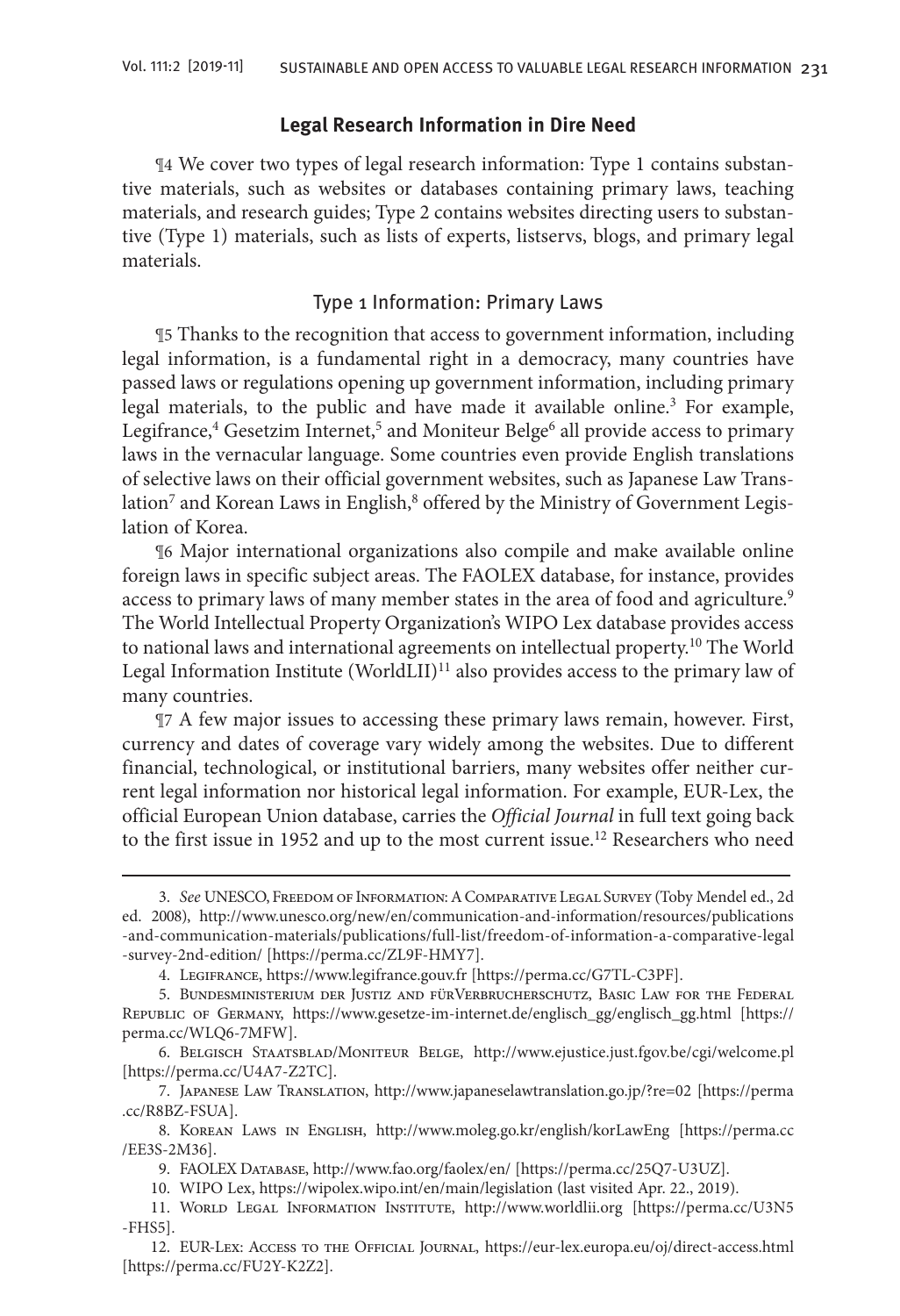## Legal Research Information in Dire Need

¶4 We cover two types of legal research information: Type 1 contains substantive materials, such as websites or databases containing primary laws, teaching materials, and research guides; Type 2 contains websites directing users to substantive (Type 1) materials, such as lists of experts, listservs, blogs, and primary legal materials.

### Type 1 Information: Primary Laws

¶5 Thanks to the recognition that access to government information, including legal information, is a fundamental right in a democracy, many countries have passed laws or regulations opening up government information, including primary legal materials, to the public and have made it available online.[3] For example, Legifrance,[4] Gesetzim Internet,[5] and Moniteur Belge[6] all provide access to primary laws in the vernacular language. Some countries even provide English translations of selective laws on their official government websites, such as Japanese Law Translation[7] and Korean Laws in English,[8] offered by the Ministry of Government Legislation of Korea.

¶6 Major international organizations also compile and make available online foreign laws in specific subject areas. The FAOLEX database, for instance, provides access to primary laws of many member states in the area of food and agriculture.[9] The World Intellectual Property Organization's WIPO Lex database provides access to national laws and international agreements on intellectual property.[10] The World Legal Information Institute (WorldLII)[11] also provides access to the primary law of many countries.

¶7 A few major issues to accessing these primary laws remain, however. First, currency and dates of coverage vary widely among the websites. Due to different financial, technological, or institutional barriers, many websites offer neither current legal information nor historical legal information. For example, EUR-Lex, the official European Union database, carries the *Official Journal* in full text going back to the first issue in 1952 and up to the most current issue.[12] Researchers who need

---

3. *See* UNESCO, Freedom of Information: A Comparative Legal Survey (Toby Mendel ed., 2d ed. 2008), http://www.unesco.org/new/en/communication-and-information/resources/publications-and-communication-materials/publications/full-list/freedom-of-information-a-comparative-legal-survey-2nd-edition/ [https://perma.cc/ZL9F-HMY7].

4. Legifrance, https://www.legifrance.gouv.fr [https://perma.cc/G7TL-C3PF].

5. Bundesministerium der Justiz and fürVerbrucherschutz, Basic Law for the Federal Republic of Germany, https://www.gesetze-im-internet.de/englisch_gg/englisch_gg.html [https://perma.cc/WLQ6-7MFW].

6. Belgisch Staatsblad/Moniteur Belge, http://www.ejustice.just.fgov.be/cgi/welcome.pl [https://perma.cc/U4A7-Z2TC].

7. Japanese Law Translation, http://www.japaneselawtranslation.go.jp/?re=02 [https://perma.cc/R8BZ-FSUA].

8. Korean Laws in English, http://www.moleg.go.kr/english/korLawEng [https://perma.cc/EE3S-2M36].

9. FAOLEX Database, http://www.fao.org/faolex/en/ [https://perma.cc/25Q7-U3UZ].

10. WIPO Lex, https://wipolex.wipo.int/en/main/legislation (last visited Apr. 22., 2019).

11. World Legal Information Institute, http://www.worldlii.org [https://perma.cc/U3N5-FHS5].

12. EUR-Lex: Access to the Official Journal, https://eur-lex.europa.eu/oj/direct-access.html [https://perma.cc/FU2Y-K2Z2].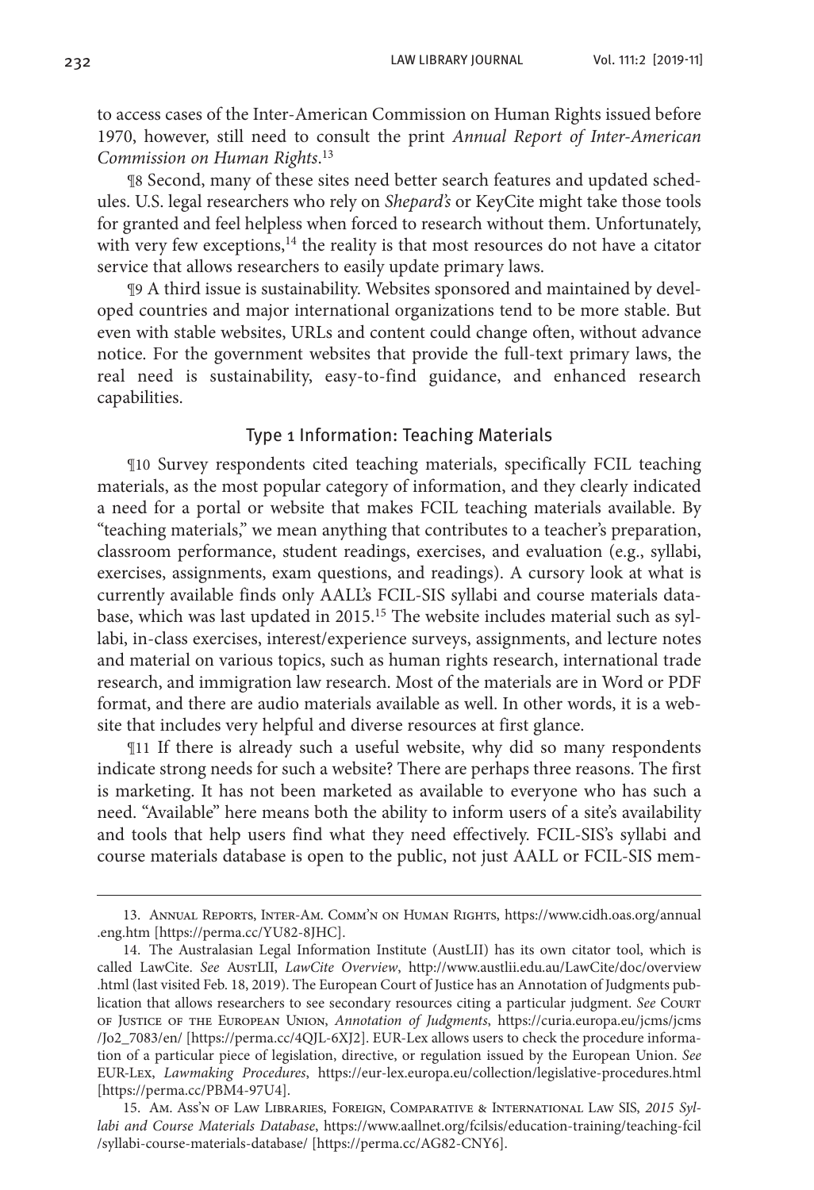to access cases of the Inter-American Commission on Human Rights issued before 1970, however, still need to consult the print *Annual Report of Inter-American Commission on Human Rights*.[13]

¶8 Second, many of these sites need better search features and updated schedules. U.S. legal researchers who rely on *Shepard's* or KeyCite might take those tools for granted and feel helpless when forced to research without them. Unfortunately, with very few exceptions,[14] the reality is that most resources do not have a citator service that allows researchers to easily update primary laws.

¶9 A third issue is sustainability. Websites sponsored and maintained by developed countries and major international organizations tend to be more stable. But even with stable websites, URLs and content could change often, without advance notice. For the government websites that provide the full-text primary laws, the real need is sustainability, easy-to-find guidance, and enhanced research capabilities.

## Type 1 Information: Teaching Materials

¶10 Survey respondents cited teaching materials, specifically FCIL teaching materials, as the most popular category of information, and they clearly indicated a need for a portal or website that makes FCIL teaching materials available. By "teaching materials," we mean anything that contributes to a teacher's preparation, classroom performance, student readings, exercises, and evaluation (e.g., syllabi, exercises, assignments, exam questions, and readings). A cursory look at what is currently available finds only AALL's FCIL-SIS syllabi and course materials database, which was last updated in 2015.[15] The website includes material such as syllabi, in-class exercises, interest/experience surveys, assignments, and lecture notes and material on various topics, such as human rights research, international trade research, and immigration law research. Most of the materials are in Word or PDF format, and there are audio materials available as well. In other words, it is a website that includes very helpful and diverse resources at first glance.

¶11 If there is already such a useful website, why did so many respondents indicate strong needs for such a website? There are perhaps three reasons. The first is marketing. It has not been marketed as available to everyone who has such a need. "Available" here means both the ability to inform users of a site's availability and tools that help users find what they need effectively. FCIL-SIS's syllabi and course materials database is open to the public, not just AALL or FCIL-SIS mem-

---

13. Annual Reports, Inter-Am. Comm'n on Human Rights, https://www.cidh.oas.org/annual.eng.htm [https://perma.cc/YU82-8JHC].

14. The Australasian Legal Information Institute (AustLII) has its own citator tool, which is called LawCite. *See* AustLII, *LawCite Overview*, http://www.austlii.edu.au/LawCite/doc/overview.html (last visited Feb. 18, 2019). The European Court of Justice has an Annotation of Judgments publication that allows researchers to see secondary resources citing a particular judgment. *See* Court of Justice of the European Union, *Annotation of Judgments*, https://curia.europa.eu/jcms/jcms/Jo2_7083/en/ [https://perma.cc/4QJL-6XJ2]. EUR-Lex allows users to check the procedure information of a particular piece of legislation, directive, or regulation issued by the European Union. *See* EUR-Lex, *Lawmaking Procedures*, https://eur-lex.europa.eu/collection/legislative-procedures.html [https://perma.cc/PBM4-97U4].

15. Am. Ass'n of Law Libraries, Foreign, Comparative & International Law SIS, *2015 Syllabi and Course Materials Database*, https://www.aallnet.org/fcilsis/education-training/teaching-fcil/syllabi-course-materials-database/ [https://perma.cc/AG82-CNY6].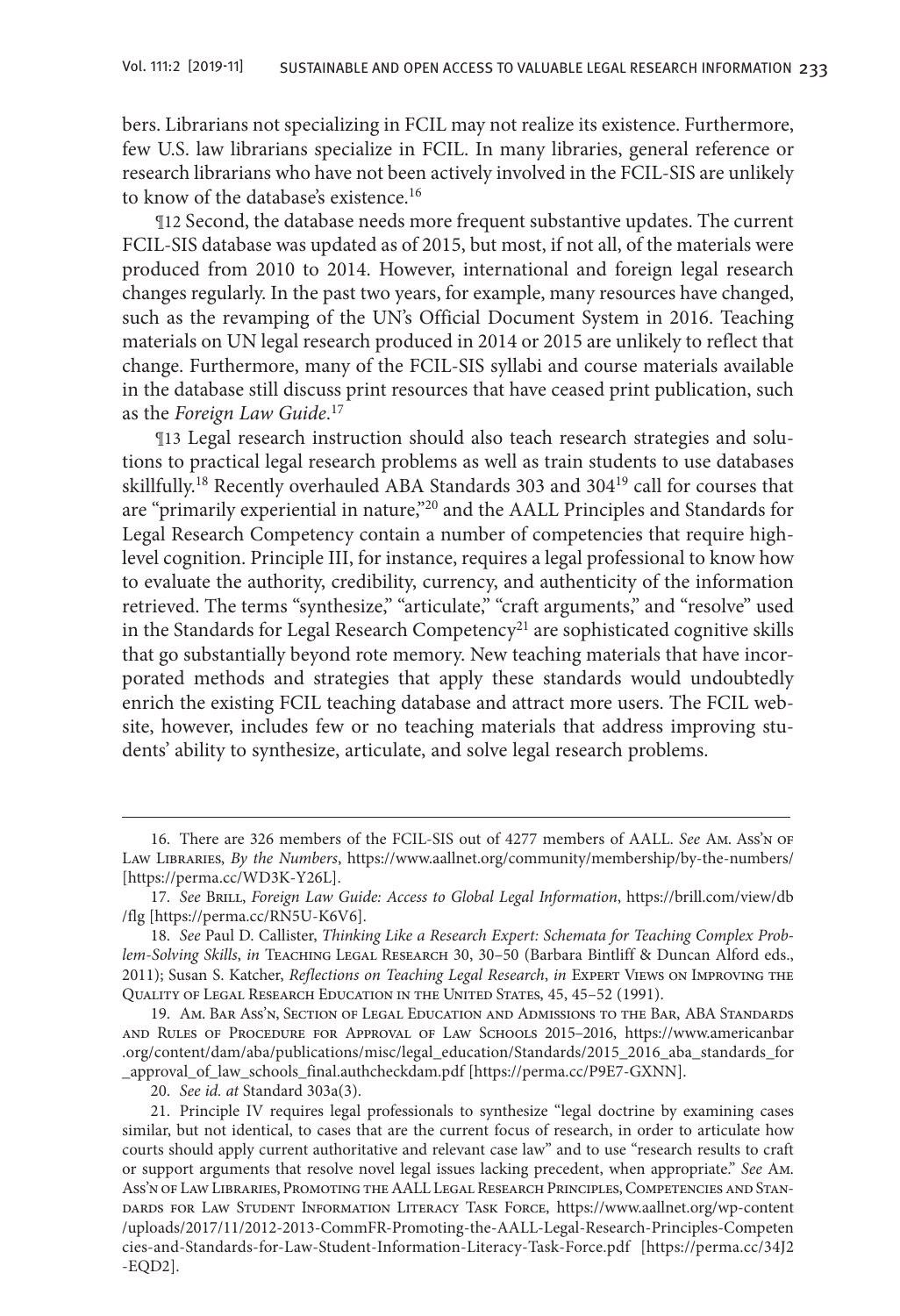bers. Librarians not specializing in FCIL may not realize its existence. Furthermore, few U.S. law librarians specialize in FCIL. In many libraries, general reference or research librarians who have not been actively involved in the FCIL-SIS are unlikely to know of the database's existence.[16]

¶12 Second, the database needs more frequent substantive updates. The current FCIL-SIS database was updated as of 2015, but most, if not all, of the materials were produced from 2010 to 2014. However, international and foreign legal research changes regularly. In the past two years, for example, many resources have changed, such as the revamping of the UN's Official Document System in 2016. Teaching materials on UN legal research produced in 2014 or 2015 are unlikely to reflect that change. Furthermore, many of the FCIL-SIS syllabi and course materials available in the database still discuss print resources that have ceased print publication, such as the *Foreign Law Guide*.[17]

¶13 Legal research instruction should also teach research strategies and solutions to practical legal research problems as well as train students to use databases skillfully.[18] Recently overhauled ABA Standards 303 and 304[19] call for courses that are "primarily experiential in nature,"[20] and the AALL Principles and Standards for Legal Research Competency contain a number of competencies that require high-level cognition. Principle III, for instance, requires a legal professional to know how to evaluate the authority, credibility, currency, and authenticity of the information retrieved. The terms "synthesize," "articulate," "craft arguments," and "resolve" used in the Standards for Legal Research Competency[21] are sophisticated cognitive skills that go substantially beyond rote memory. New teaching materials that have incorporated methods and strategies that apply these standards would undoubtedly enrich the existing FCIL teaching database and attract more users. The FCIL website, however, includes few or no teaching materials that address improving students' ability to synthesize, articulate, and solve legal research problems.

---

16. There are 326 members of the FCIL-SIS out of 4277 members of AALL. *See* Am. Ass'n of Law Libraries, *By the Numbers*, https://www.aallnet.org/community/membership/by-the-numbers/ [https://perma.cc/WD3K-Y26L].

17. *See* Brill, *Foreign Law Guide: Access to Global Legal Information*, https://brill.com/view/db/flg [https://perma.cc/RN5U-K6V6].

18. *See* Paul D. Callister, *Thinking Like a Research Expert: Schemata for Teaching Complex Problem-Solving Skills*, *in* Teaching Legal Research 30, 30–50 (Barbara Bintliff & Duncan Alford eds., 2011); Susan S. Katcher, *Reflections on Teaching Legal Research*, *in* Expert Views on Improving the Quality of Legal Research Education in the United States, 45, 45–52 (1991).

19. Am. Bar Ass'n, Section of Legal Education and Admissions to the Bar, ABA Standards and Rules of Procedure for Approval of Law Schools 2015–2016, https://www.americanbar.org/content/dam/aba/publications/misc/legal_education/Standards/2015_2016_aba_standards_for_approval_of_law_schools_final.authcheckdam.pdf [https://perma.cc/P9E7-GXNN].

20. *See id. at* Standard 303a(3).

21. Principle IV requires legal professionals to synthesize "legal doctrine by examining cases similar, but not identical, to cases that are the current focus of research, in order to articulate how courts should apply current authoritative and relevant case law" and to use "research results to craft or support arguments that resolve novel legal issues lacking precedent, when appropriate." *See* Am. Ass'n of Law Libraries, Promoting the AALL Legal Research Principles, Competencies and Standards for Law Student Information Literacy Task Force, https://www.aallnet.org/wp-content/uploads/2017/11/2012-2013-CommFR-Promoting-the-AALL-Legal-Research-Principles-Competencies-and-Standards-for-Law-Student-Information-Literacy-Task-Force.pdf [https://perma.cc/34J2-EQD2].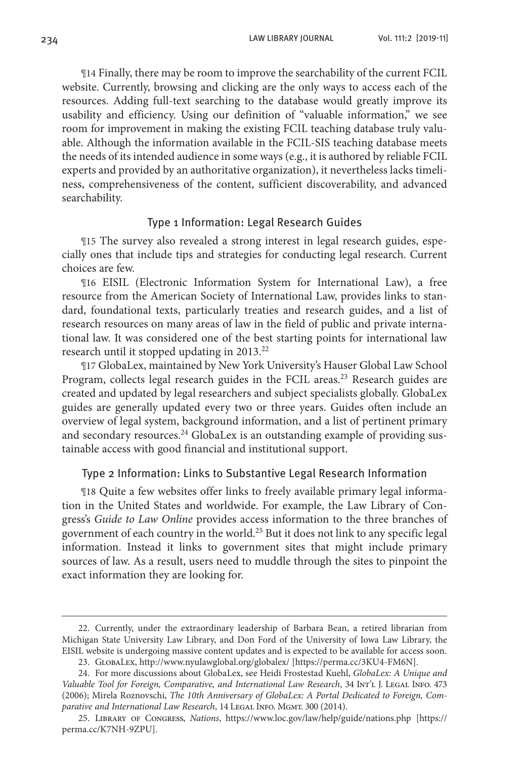¶14 Finally, there may be room to improve the searchability of the current FCIL website. Currently, browsing and clicking are the only ways to access each of the resources. Adding full-text searching to the database would greatly improve its usability and efficiency. Using our definition of "valuable information," we see room for improvement in making the existing FCIL teaching database truly valuable. Although the information available in the FCIL-SIS teaching database meets the needs of its intended audience in some ways (e.g., it is authored by reliable FCIL experts and provided by an authoritative organization), it nevertheless lacks timeliness, comprehensiveness of the content, sufficient discoverability, and advanced searchability.

### Type 1 Information: Legal Research Guides

¶15 The survey also revealed a strong interest in legal research guides, especially ones that include tips and strategies for conducting legal research. Current choices are few.

¶16 EISIL (Electronic Information System for International Law), a free resource from the American Society of International Law, provides links to standard, foundational texts, particularly treaties and research guides, and a list of research resources on many areas of law in the field of public and private international law. It was considered one of the best starting points for international law research until it stopped updating in 2013.[22]

¶17 GlobaLex, maintained by New York University's Hauser Global Law School Program, collects legal research guides in the FCIL areas.[23] Research guides are created and updated by legal researchers and subject specialists globally. GlobaLex guides are generally updated every two or three years. Guides often include an overview of legal system, background information, and a list of pertinent primary and secondary resources.[24] GlobaLex is an outstanding example of providing sustainable access with good financial and institutional support.

### Type 2 Information: Links to Substantive Legal Research Information

¶18 Quite a few websites offer links to freely available primary legal information in the United States and worldwide. For example, the Law Library of Congress's *Guide to Law Online* provides access information to the three branches of government of each country in the world.[25] But it does not link to any specific legal information. Instead it links to government sites that might include primary sources of law. As a result, users need to muddle through the sites to pinpoint the exact information they are looking for.

---

22. Currently, under the extraordinary leadership of Barbara Bean, a retired librarian from Michigan State University Law Library, and Don Ford of the University of Iowa Law Library, the EISIL website is undergoing massive content updates and is expected to be available for access soon.

23. GlobaLex, http://www.nyulawglobal.org/globalex/ [https://perma.cc/3KU4-FM6N].

24. For more discussions about GlobaLex, see Heidi Frostestad Kuehl, *GlobaLex: A Unique and Valuable Tool for Foreign, Comparative, and International Law Research*, 34 Int'l J. Legal Info. 473 (2006); Mirela Roznovschi, *The 10th Anniversary of GlobaLex: A Portal Dedicated to Foreign, Comparative and International Law Research*, 14 Legal Info. Mgmt. 300 (2014).

25. Library of Congress, *Nations*, https://www.loc.gov/law/help/guide/nations.php [https://perma.cc/K7NH-9ZPU].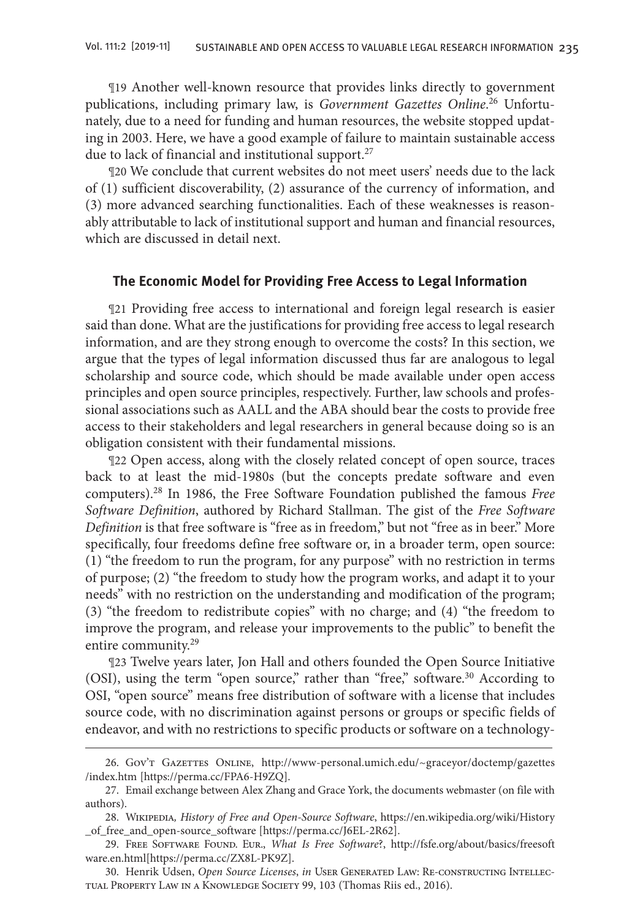¶19 Another well-known resource that provides links directly to government publications, including primary law, is *Government Gazettes Online*.[26] Unfortunately, due to a need for funding and human resources, the website stopped updating in 2003. Here, we have a good example of failure to maintain sustainable access due to lack of financial and institutional support.[27]

¶20 We conclude that current websites do not meet users' needs due to the lack of (1) sufficient discoverability, (2) assurance of the currency of information, and (3) more advanced searching functionalities. Each of these weaknesses is reasonably attributable to lack of institutional support and human and financial resources, which are discussed in detail next.

## The Economic Model for Providing Free Access to Legal Information

¶21 Providing free access to international and foreign legal research is easier said than done. What are the justifications for providing free access to legal research information, and are they strong enough to overcome the costs? In this section, we argue that the types of legal information discussed thus far are analogous to legal scholarship and source code, which should be made available under open access principles and open source principles, respectively. Further, law schools and professional associations such as AALL and the ABA should bear the costs to provide free access to their stakeholders and legal researchers in general because doing so is an obligation consistent with their fundamental missions.

¶22 Open access, along with the closely related concept of open source, traces back to at least the mid-1980s (but the concepts predate software and even computers).[28] In 1986, the Free Software Foundation published the famous *Free Software Definition*, authored by Richard Stallman. The gist of the *Free Software Definition* is that free software is "free as in freedom," but not "free as in beer." More specifically, four freedoms define free software or, in a broader term, open source: (1) "the freedom to run the program, for any purpose" with no restriction in terms of purpose; (2) "the freedom to study how the program works, and adapt it to your needs" with no restriction on the understanding and modification of the program; (3) "the freedom to redistribute copies" with no charge; and (4) "the freedom to improve the program, and release your improvements to the public" to benefit the entire community.[29]

¶23 Twelve years later, Jon Hall and others founded the Open Source Initiative (OSI), using the term "open source," rather than "free," software.[30] According to OSI, "open source" means free distribution of software with a license that includes source code, with no discrimination against persons or groups or specific fields of endeavor, and with no restrictions to specific products or software on a technology-

---

26. Gov't Gazettes Online, http://www-personal.umich.edu/~graceyor/doctemp/gazettes/index.htm [https://perma.cc/FPA6-H9ZQ].

27. Email exchange between Alex Zhang and Grace York, the documents webmaster (on file with authors).

28. Wikipedia, *History of Free and Open-Source Software*, https://en.wikipedia.org/wiki/History_of_free_and_open-source_software [https://perma.cc/J6EL-2R62].

29. Free Software Found. Eur., *What Is Free Software*?, http://fsfe.org/about/basics/freesoftware.en.html[https://perma.cc/ZX8L-PK9Z].

30. Henrik Udsen, *Open Source Licenses*, *in* User Generated Law: Re-constructing Intellectual Property Law in a Knowledge Society 99, 103 (Thomas Riis ed., 2016).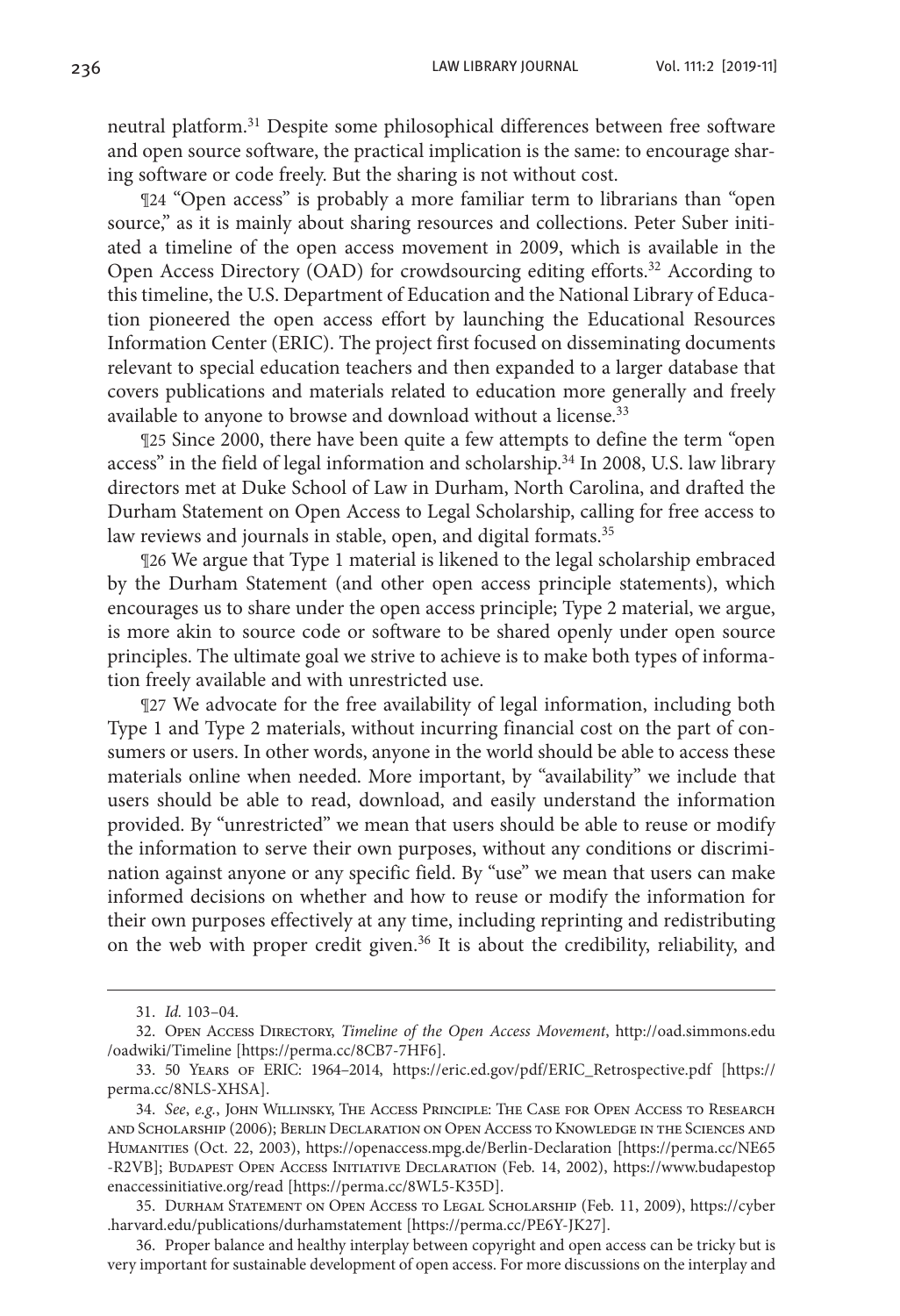neutral platform.[31] Despite some philosophical differences between free software and open source software, the practical implication is the same: to encourage sharing software or code freely. But the sharing is not without cost.

¶24 "Open access" is probably a more familiar term to librarians than "open source," as it is mainly about sharing resources and collections. Peter Suber initiated a timeline of the open access movement in 2009, which is available in the Open Access Directory (OAD) for crowdsourcing editing efforts.[32] According to this timeline, the U.S. Department of Education and the National Library of Education pioneered the open access effort by launching the Educational Resources Information Center (ERIC). The project first focused on disseminating documents relevant to special education teachers and then expanded to a larger database that covers publications and materials related to education more generally and freely available to anyone to browse and download without a license.[33]

¶25 Since 2000, there have been quite a few attempts to define the term "open access" in the field of legal information and scholarship.[34] In 2008, U.S. law library directors met at Duke School of Law in Durham, North Carolina, and drafted the Durham Statement on Open Access to Legal Scholarship, calling for free access to law reviews and journals in stable, open, and digital formats.[35]

¶26 We argue that Type 1 material is likened to the legal scholarship embraced by the Durham Statement (and other open access principle statements), which encourages us to share under the open access principle; Type 2 material, we argue, is more akin to source code or software to be shared openly under open source principles. The ultimate goal we strive to achieve is to make both types of information freely available and with unrestricted use.

¶27 We advocate for the free availability of legal information, including both Type 1 and Type 2 materials, without incurring financial cost on the part of consumers or users. In other words, anyone in the world should be able to access these materials online when needed. More important, by "availability" we include that users should be able to read, download, and easily understand the information provided. By "unrestricted" we mean that users should be able to reuse or modify the information to serve their own purposes, without any conditions or discrimination against anyone or any specific field. By "use" we mean that users can make informed decisions on whether and how to reuse or modify the information for their own purposes effectively at any time, including reprinting and redistributing on the web with proper credit given.[36] It is about the credibility, reliability, and

---

31. *Id.* 103–04.

32. Open Access Directory, *Timeline of the Open Access Movement*, http://oad.simmons.edu/oadwiki/Timeline [https://perma.cc/8CB7-7HF6].

33. 50 Years of ERIC: 1964–2014, https://eric.ed.gov/pdf/ERIC_Retrospective.pdf [https://perma.cc/8NLS-XHSA].

34. *See*, *e.g.*, John Willinsky, The Access Principle: The Case for Open Access to Research and Scholarship (2006); Berlin Declaration on Open Access to Knowledge in the Sciences and Humanities (Oct. 22, 2003), https://openaccess.mpg.de/Berlin-Declaration [https://perma.cc/NE65-R2VB]; Budapest Open Access Initiative Declaration (Feb. 14, 2002), https://www.budapestopenaccessinitiative.org/read [https://perma.cc/8WL5-K35D].

35. Durham Statement on Open Access to Legal Scholarship (Feb. 11, 2009), https://cyber.harvard.edu/publications/durhamstatement [https://perma.cc/PE6Y-JK27].

36. Proper balance and healthy interplay between copyright and open access can be tricky but is very important for sustainable development of open access. For more discussions on the interplay and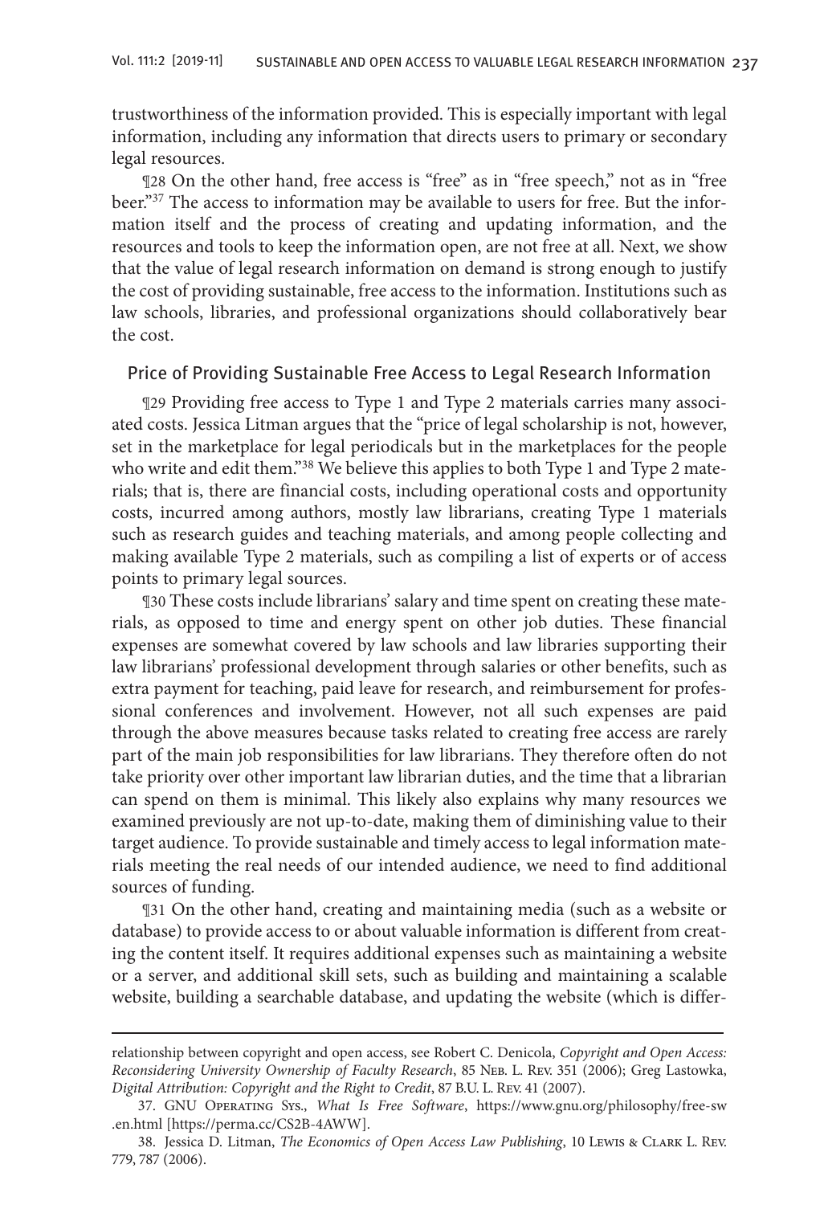trustworthiness of the information provided. This is especially important with legal information, including any information that directs users to primary or secondary legal resources.

¶28 On the other hand, free access is "free" as in "free speech," not as in "free beer."[37] The access to information may be available to users for free. But the information itself and the process of creating and updating information, and the resources and tools to keep the information open, are not free at all. Next, we show that the value of legal research information on demand is strong enough to justify the cost of providing sustainable, free access to the information. Institutions such as law schools, libraries, and professional organizations should collaboratively bear the cost.

## Price of Providing Sustainable Free Access to Legal Research Information

¶29 Providing free access to Type 1 and Type 2 materials carries many associated costs. Jessica Litman argues that the "price of legal scholarship is not, however, set in the marketplace for legal periodicals but in the marketplaces for the people who write and edit them."[38] We believe this applies to both Type 1 and Type 2 materials; that is, there are financial costs, including operational costs and opportunity costs, incurred among authors, mostly law librarians, creating Type 1 materials such as research guides and teaching materials, and among people collecting and making available Type 2 materials, such as compiling a list of experts or of access points to primary legal sources.

¶30 These costs include librarians' salary and time spent on creating these materials, as opposed to time and energy spent on other job duties. These financial expenses are somewhat covered by law schools and law libraries supporting their law librarians' professional development through salaries or other benefits, such as extra payment for teaching, paid leave for research, and reimbursement for professional conferences and involvement. However, not all such expenses are paid through the above measures because tasks related to creating free access are rarely part of the main job responsibilities for law librarians. They therefore often do not take priority over other important law librarian duties, and the time that a librarian can spend on them is minimal. This likely also explains why many resources we examined previously are not up-to-date, making them of diminishing value to their target audience. To provide sustainable and timely access to legal information materials meeting the real needs of our intended audience, we need to find additional sources of funding.

¶31 On the other hand, creating and maintaining media (such as a website or database) to provide access to or about valuable information is different from creating the content itself. It requires additional expenses such as maintaining a website or a server, and additional skill sets, such as building and maintaining a scalable website, building a searchable database, and updating the website (which is differ-

---

relationship between copyright and open access, see Robert C. Denicola, *Copyright and Open Access: Reconsidering University Ownership of Faculty Research*, 85 Neb. L. Rev. 351 (2006); Greg Lastowka, *Digital Attribution: Copyright and the Right to Credit*, 87 B.U. L. Rev. 41 (2007).

37. GNU Operating Sys., *What Is Free Software*, https://www.gnu.org/philosophy/free-sw.en.html [https://perma.cc/CS2B-4AWW].

38. Jessica D. Litman, *The Economics of Open Access Law Publishing*, 10 Lewis & Clark L. Rev. 779, 787 (2006).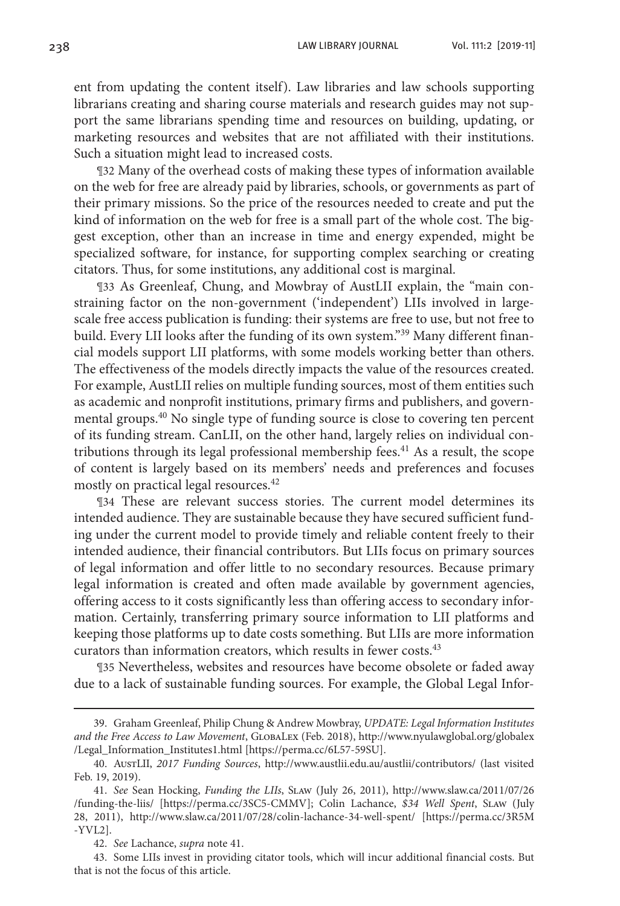ent from updating the content itself). Law libraries and law schools supporting librarians creating and sharing course materials and research guides may not support the same librarians spending time and resources on building, updating, or marketing resources and websites that are not affiliated with their institutions. Such a situation might lead to increased costs.

¶32 Many of the overhead costs of making these types of information available on the web for free are already paid by libraries, schools, or governments as part of their primary missions. So the price of the resources needed to create and put the kind of information on the web for free is a small part of the whole cost. The biggest exception, other than an increase in time and energy expended, might be specialized software, for instance, for supporting complex searching or creating citators. Thus, for some institutions, any additional cost is marginal.

¶33 As Greenleaf, Chung, and Mowbray of AustLII explain, the "main constraining factor on the non-government ('independent') LIIs involved in large-scale free access publication is funding: their systems are free to use, but not free to build. Every LII looks after the funding of its own system."[39] Many different financial models support LII platforms, with some models working better than others. The effectiveness of the models directly impacts the value of the resources created. For example, AustLII relies on multiple funding sources, most of them entities such as academic and nonprofit institutions, primary firms and publishers, and governmental groups.[40] No single type of funding source is close to covering ten percent of its funding stream. CanLII, on the other hand, largely relies on individual contributions through its legal professional membership fees.[41] As a result, the scope of content is largely based on its members' needs and preferences and focuses mostly on practical legal resources.[42]

¶34 These are relevant success stories. The current model determines its intended audience. They are sustainable because they have secured sufficient funding under the current model to provide timely and reliable content freely to their intended audience, their financial contributors. But LIIs focus on primary sources of legal information and offer little to no secondary resources. Because primary legal information is created and often made available by government agencies, offering access to it costs significantly less than offering access to secondary information. Certainly, transferring primary source information to LII platforms and keeping those platforms up to date costs something. But LIIs are more information curators than information creators, which results in fewer costs.[43]

¶35 Nevertheless, websites and resources have become obsolete or faded away due to a lack of sustainable funding sources. For example, the Global Legal Infor-

---

39. Graham Greenleaf, Philip Chung & Andrew Mowbray, *UPDATE: Legal Information Institutes and the Free Access to Law Movement*, GlobaLex (Feb. 2018), http://www.nyulawglobal.org/globalex/Legal_Information_Institutes1.html [https://perma.cc/6L57-59SU].

40. AustLII, *2017 Funding Sources*, http://www.austlii.edu.au/austlii/contributors/ (last visited Feb. 19, 2019).

41. *See* Sean Hocking, *Funding the LIIs*, Slaw (July 26, 2011), http://www.slaw.ca/2011/07/26/funding-the-liis/ [https://perma.cc/3SC5-CMMV]; Colin Lachance, *$34 Well Spent*, Slaw (July 28, 2011), http://www.slaw.ca/2011/07/28/colin-lachance-34-well-spent/ [https://perma.cc/3R5M-YVL2].

42. *See* Lachance, *supra* note 41.

43. Some LIIs invest in providing citator tools, which will incur additional financial costs. But that is not the focus of this article.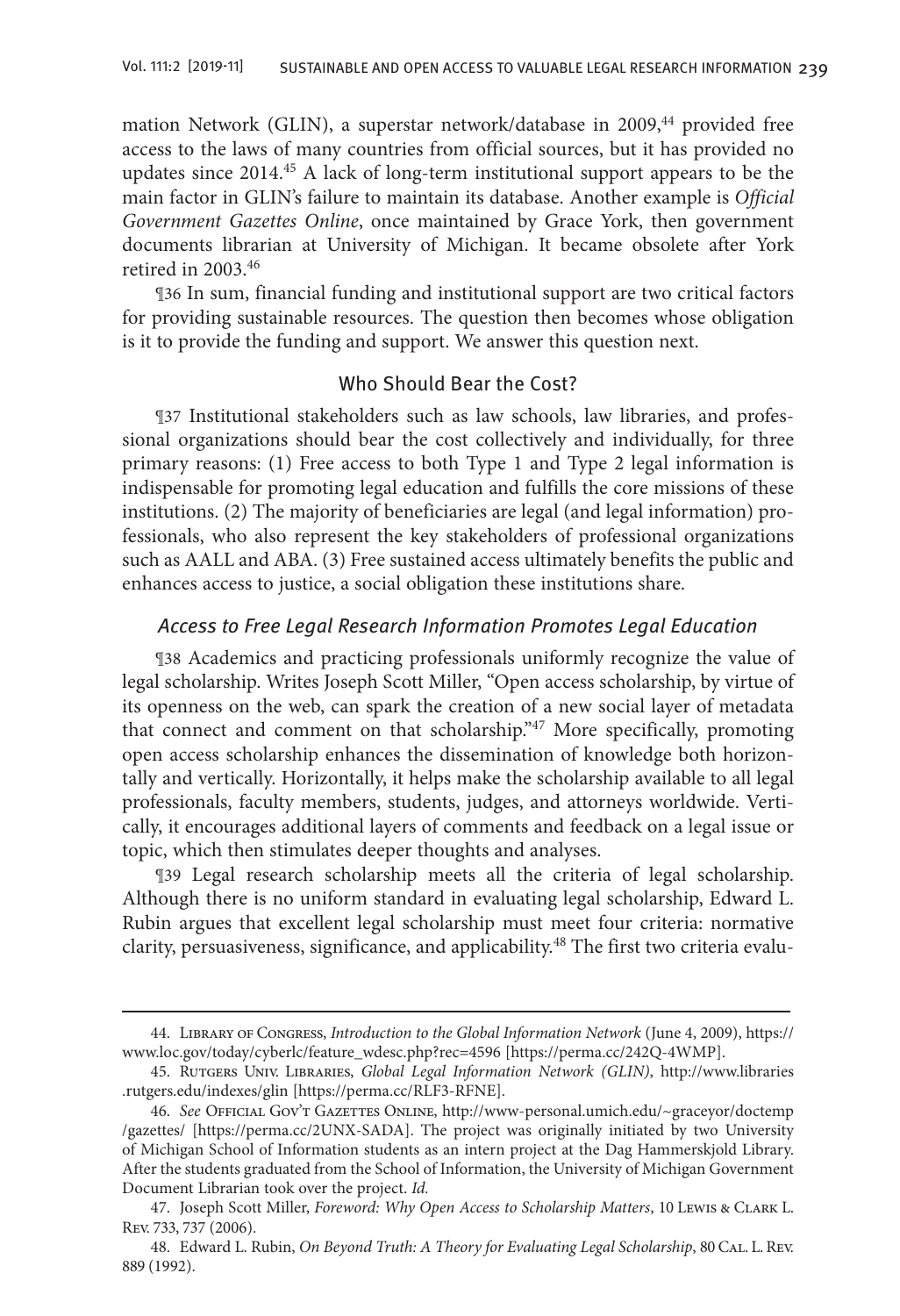mation Network (GLIN), a superstar network/database in 2009,[44] provided free access to the laws of many countries from official sources, but it has provided no updates since 2014.[45] A lack of long-term institutional support appears to be the main factor in GLIN's failure to maintain its database. Another example is *Official Government Gazettes Online*, once maintained by Grace York, then government documents librarian at University of Michigan. It became obsolete after York retired in 2003.[46]

¶36 In sum, financial funding and institutional support are two critical factors for providing sustainable resources. The question then becomes whose obligation is it to provide the funding and support. We answer this question next.

## Who Should Bear the Cost?

¶37 Institutional stakeholders such as law schools, law libraries, and professional organizations should bear the cost collectively and individually, for three primary reasons: (1) Free access to both Type 1 and Type 2 legal information is indispensable for promoting legal education and fulfills the core missions of these institutions. (2) The majority of beneficiaries are legal (and legal information) professionals, who also represent the key stakeholders of professional organizations such as AALL and ABA. (3) Free sustained access ultimately benefits the public and enhances access to justice, a social obligation these institutions share.

### *Access to Free Legal Research Information Promotes Legal Education*

¶38 Academics and practicing professionals uniformly recognize the value of legal scholarship. Writes Joseph Scott Miller, "Open access scholarship, by virtue of its openness on the web, can spark the creation of a new social layer of metadata that connect and comment on that scholarship."[47] More specifically, promoting open access scholarship enhances the dissemination of knowledge both horizontally and vertically. Horizontally, it helps make the scholarship available to all legal professionals, faculty members, students, judges, and attorneys worldwide. Vertically, it encourages additional layers of comments and feedback on a legal issue or topic, which then stimulates deeper thoughts and analyses.

¶39 Legal research scholarship meets all the criteria of legal scholarship. Although there is no uniform standard in evaluating legal scholarship, Edward L. Rubin argues that excellent legal scholarship must meet four criteria: normative clarity, persuasiveness, significance, and applicability.[48] The first two criteria evalu-

---

44. Library of Congress, *Introduction to the Global Information Network* (June 4, 2009), https://www.loc.gov/today/cyberlc/feature_wdesc.php?rec=4596 [https://perma.cc/242Q-4WMP].

45. Rutgers Univ. Libraries, *Global Legal Information Network (GLIN)*, http://www.libraries.rutgers.edu/indexes/glin [https://perma.cc/RLF3-RFNE].

46. *See* Official Gov't Gazettes Online, http://www-personal.umich.edu/~graceyor/doctemp/gazettes/ [https://perma.cc/2UNX-SADA]. The project was originally initiated by two University of Michigan School of Information students as an intern project at the Dag Hammerskjold Library. After the students graduated from the School of Information, the University of Michigan Government Document Librarian took over the project. *Id.*

47. Joseph Scott Miller, *Foreword: Why Open Access to Scholarship Matters*, 10 Lewis & Clark L. Rev. 733, 737 (2006).

48. Edward L. Rubin, *On Beyond Truth: A Theory for Evaluating Legal Scholarship*, 80 Cal. L. Rev. 889 (1992).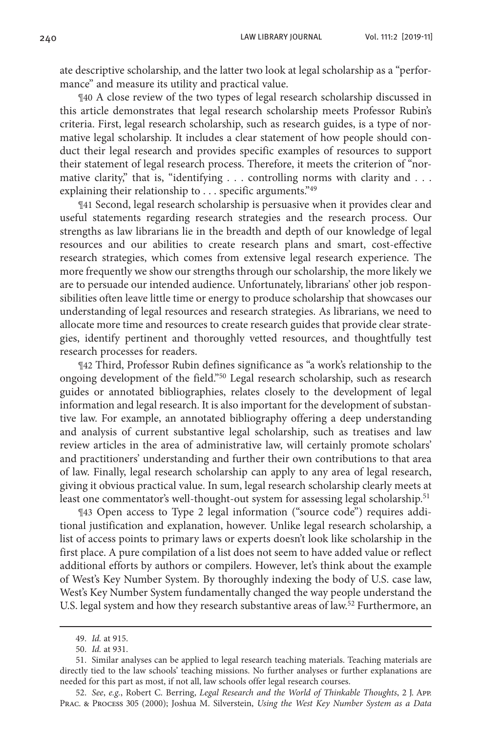ate descriptive scholarship, and the latter two look at legal scholarship as a "performance" and measure its utility and practical value.

¶40 A close review of the two types of legal research scholarship discussed in this article demonstrates that legal research scholarship meets Professor Rubin's criteria. First, legal research scholarship, such as research guides, is a type of normative legal scholarship. It includes a clear statement of how people should conduct their legal research and provides specific examples of resources to support their statement of legal research process. Therefore, it meets the criterion of "normative clarity," that is, "identifying . . . controlling norms with clarity and . . . explaining their relationship to . . . specific arguments."[49]

¶41 Second, legal research scholarship is persuasive when it provides clear and useful statements regarding research strategies and the research process. Our strengths as law librarians lie in the breadth and depth of our knowledge of legal resources and our abilities to create research plans and smart, cost-effective research strategies, which comes from extensive legal research experience. The more frequently we show our strengths through our scholarship, the more likely we are to persuade our intended audience. Unfortunately, librarians' other job responsibilities often leave little time or energy to produce scholarship that showcases our understanding of legal resources and research strategies. As librarians, we need to allocate more time and resources to create research guides that provide clear strategies, identify pertinent and thoroughly vetted resources, and thoughtfully test research processes for readers.

¶42 Third, Professor Rubin defines significance as "a work's relationship to the ongoing development of the field."[50] Legal research scholarship, such as research guides or annotated bibliographies, relates closely to the development of legal information and legal research. It is also important for the development of substantive law. For example, an annotated bibliography offering a deep understanding and analysis of current substantive legal scholarship, such as treatises and law review articles in the area of administrative law, will certainly promote scholars' and practitioners' understanding and further their own contributions to that area of law. Finally, legal research scholarship can apply to any area of legal research, giving it obvious practical value. In sum, legal research scholarship clearly meets at least one commentator's well-thought-out system for assessing legal scholarship.[51]

¶43 Open access to Type 2 legal information ("source code") requires additional justification and explanation, however. Unlike legal research scholarship, a list of access points to primary laws or experts doesn't look like scholarship in the first place. A pure compilation of a list does not seem to have added value or reflect additional efforts by authors or compilers. However, let's think about the example of West's Key Number System. By thoroughly indexing the body of U.S. case law, West's Key Number System fundamentally changed the way people understand the U.S. legal system and how they research substantive areas of law.[52] Furthermore, an

---

49. *Id.* at 915.

50. *Id.* at 931.

51. Similar analyses can be applied to legal research teaching materials. Teaching materials are directly tied to the law schools' teaching missions. No further analyses or further explanations are needed for this part as most, if not all, law schools offer legal research courses.

52. *See*, *e.g.*, Robert C. Berring, *Legal Research and the World of Thinkable Thoughts*, 2 J. App. Prac. & Process 305 (2000); Joshua M. Silverstein, *Using the West Key Number System as a Data*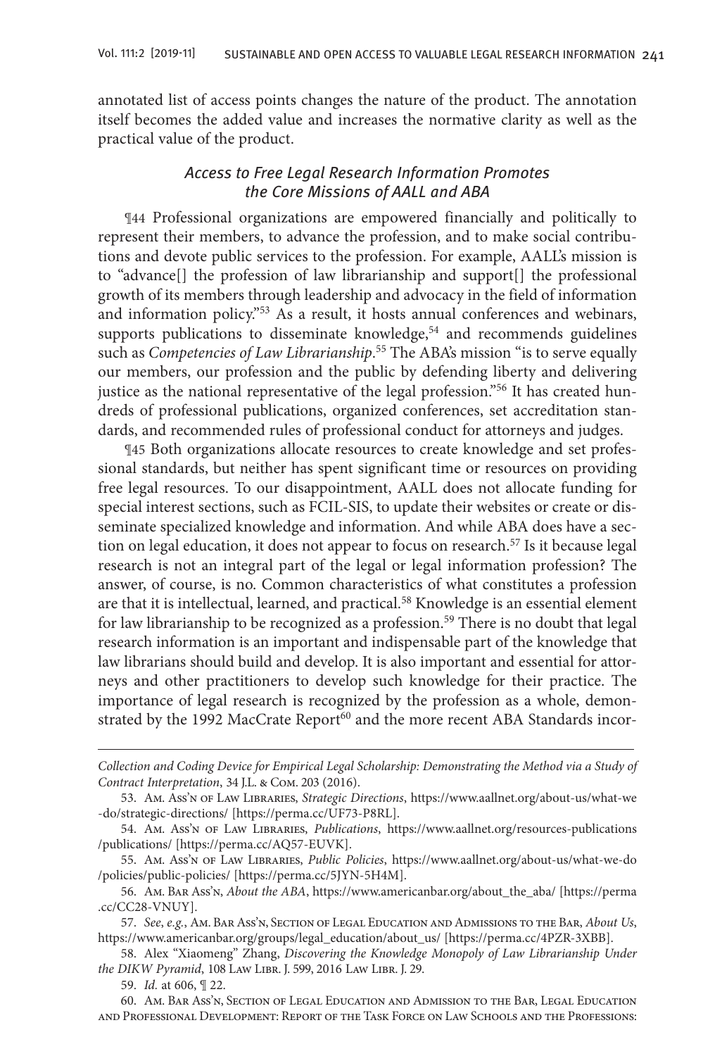annotated list of access points changes the nature of the product. The annotation itself becomes the added value and increases the normative clarity as well as the practical value of the product.

### *Access to Free Legal Research Information Promotes the Core Missions of AALL and ABA*

¶44 Professional organizations are empowered financially and politically to represent their members, to advance the profession, and to make social contributions and devote public services to the profession. For example, AALL's mission is to "advance[] the profession of law librarianship and support[] the professional growth of its members through leadership and advocacy in the field of information and information policy."[53] As a result, it hosts annual conferences and webinars, supports publications to disseminate knowledge,[54] and recommends guidelines such as *Competencies of Law Librarianship*.[55] The ABA's mission "is to serve equally our members, our profession and the public by defending liberty and delivering justice as the national representative of the legal profession."[56] It has created hundreds of professional publications, organized conferences, set accreditation standards, and recommended rules of professional conduct for attorneys and judges.

¶45 Both organizations allocate resources to create knowledge and set professional standards, but neither has spent significant time or resources on providing free legal resources. To our disappointment, AALL does not allocate funding for special interest sections, such as FCIL-SIS, to update their websites or create or disseminate specialized knowledge and information. And while ABA does have a section on legal education, it does not appear to focus on research.[57] Is it because legal research is not an integral part of the legal or legal information profession? The answer, of course, is no. Common characteristics of what constitutes a profession are that it is intellectual, learned, and practical.[58] Knowledge is an essential element for law librarianship to be recognized as a profession.[59] There is no doubt that legal research information is an important and indispensable part of the knowledge that law librarians should build and develop. It is also important and essential for attorneys and other practitioners to develop such knowledge for their practice. The importance of legal research is recognized by the profession as a whole, demonstrated by the 1992 MacCrate Report[60] and the more recent ABA Standards incor-

---

*Collection and Coding Device for Empirical Legal Scholarship: Demonstrating the Method via a Study of Contract Interpretation*, 34 J.L. & Com. 203 (2016).

53. Am. Ass'n of Law Libraries, *Strategic Directions*, https://www.aallnet.org/about-us/what-we-do/strategic-directions/ [https://perma.cc/UF73-P8RL].

54. Am. Ass'n of Law Libraries, *Publications*, https://www.aallnet.org/resources-publications/publications/ [https://perma.cc/AQ57-EUVK].

55. Am. Ass'n of Law Libraries, *Public Policies*, https://www.aallnet.org/about-us/what-we-do/policies/public-policies/ [https://perma.cc/5JYN-5H4M].

56. Am. Bar Ass'n, *About the ABA*, https://www.americanbar.org/about_the_aba/ [https://perma.cc/CC28-VNUY].

57. *See, e.g.*, Am. Bar Ass'n, Section of Legal Education and Admissions to the Bar, *About Us*, https://www.americanbar.org/groups/legal_education/about_us/ [https://perma.cc/4PZR-3XBB].

58. Alex "Xiaomeng" Zhang, *Discovering the Knowledge Monopoly of Law Librarianship Under the DIKW Pyramid*, 108 Law Libr. J. 599, 2016 Law Libr. J. 29.

59. *Id.* at 606, ¶ 22.

60. Am. Bar Ass'n, Section of Legal Education and Admission to the Bar, Legal Education and Professional Development: Report of the Task Force on Law Schools and the Professions: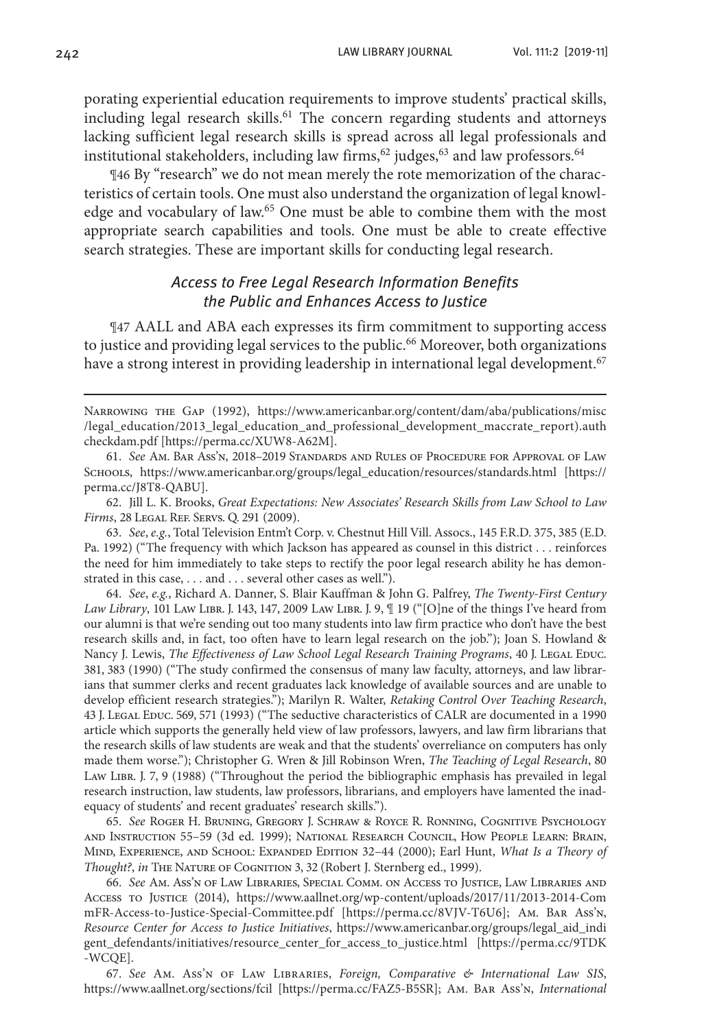porating experiential education requirements to improve students' practical skills, including legal research skills.[61] The concern regarding students and attorneys lacking sufficient legal research skills is spread across all legal professionals and institutional stakeholders, including law firms,[62] judges,[63] and law professors.[64]

¶46 By "research" we do not mean merely the rote memorization of the characteristics of certain tools. One must also understand the organization of legal knowledge and vocabulary of law.[65] One must be able to combine them with the most appropriate search capabilities and tools. One must be able to create effective search strategies. These are important skills for conducting legal research.

### *Access to Free Legal Research Information Benefits the Public and Enhances Access to Justice*

¶47 AALL and ABA each expresses its firm commitment to supporting access to justice and providing legal services to the public.[66] Moreover, both organizations have a strong interest in providing leadership in international legal development.[67]

---

Narrowing the Gap (1992), https://www.americanbar.org/content/dam/aba/publications/misc/legal_education/2013_legal_education_and_professional_development_maccrate_report).authcheckdam.pdf [https://perma.cc/XUW8-A62M].

61. *See* Am. Bar Ass'n, 2018–2019 Standards and Rules of Procedure for Approval of Law Schools, https://www.americanbar.org/groups/legal_education/resources/standards.html [https://perma.cc/J8T8-QABU].

62. Jill L. K. Brooks, *Great Expectations: New Associates' Research Skills from Law School to Law Firms*, 28 Legal Ref. Servs. Q. 291 (2009).

63. *See*, *e.g.*, Total Television Entm't Corp. v. Chestnut Hill Vill. Assocs., 145 F.R.D. 375, 385 (E.D. Pa. 1992) ("The frequency with which Jackson has appeared as counsel in this district . . . reinforces the need for him immediately to take steps to rectify the poor legal research ability he has demonstrated in this case, . . . and . . . several other cases as well.").

64. *See*, *e.g.*, Richard A. Danner, S. Blair Kauffman & John G. Palfrey, *The Twenty-First Century Law Library*, 101 Law Libr. J. 143, 147, 2009 Law Libr. J. 9, ¶ 19 ("[O]ne of the things I've heard from our alumni is that we're sending out too many students into law firm practice who don't have the best research skills and, in fact, too often have to learn legal research on the job."); Joan S. Howland & Nancy J. Lewis, *The Effectiveness of Law School Legal Research Training Programs*, 40 J. Legal Educ. 381, 383 (1990) ("The study confirmed the consensus of many law faculty, attorneys, and law librarians that summer clerks and recent graduates lack knowledge of available sources and are unable to develop efficient research strategies."); Marilyn R. Walter, *Retaking Control Over Teaching Research*, 43 J. Legal Educ. 569, 571 (1993) ("The seductive characteristics of CALR are documented in a 1990 article which supports the generally held view of law professors, lawyers, and law firm librarians that the research skills of law students are weak and that the students' overreliance on computers has only made them worse."); Christopher G. Wren & Jill Robinson Wren, *The Teaching of Legal Research*, 80 Law Libr. J. 7, 9 (1988) ("Throughout the period the bibliographic emphasis has prevailed in legal research instruction, law students, law professors, librarians, and employers have lamented the inadequacy of students' and recent graduates' research skills.").

65. *See* Roger H. Bruning, Gregory J. Schraw & Royce R. Ronning, Cognitive Psychology and Instruction 55–59 (3d ed. 1999); National Research Council, How People Learn: Brain, Mind, Experience, and School: Expanded Edition 32–44 (2000); Earl Hunt, *What Is a Theory of Thought?*, *in* The Nature of Cognition 3, 32 (Robert J. Sternberg ed., 1999).

66. *See* Am. Ass'n of Law Libraries, Special Comm. on Access to Justice, Law Libraries and Access to Justice (2014), https://www.aallnet.org/wp-content/uploads/2017/11/2013-2014-ComFR-Access-to-Justice-Special-Committee.pdf [https://perma.cc/8VJV-T6U6]; Am. Bar Ass'n, *Resource Center for Access to Justice Initiatives*, https://www.americanbar.org/groups/legal_aid_indigent_defendants/initiatives/resource_center_for_access_to_justice.html [https://perma.cc/9TDK-WCQE].

67. *See* Am. Ass'n of Law Libraries, *Foreign, Comparative & International Law SIS*, https://www.aallnet.org/sections/fcil [https://perma.cc/FAZ5-B5SR]; Am. Bar Ass'n, *International*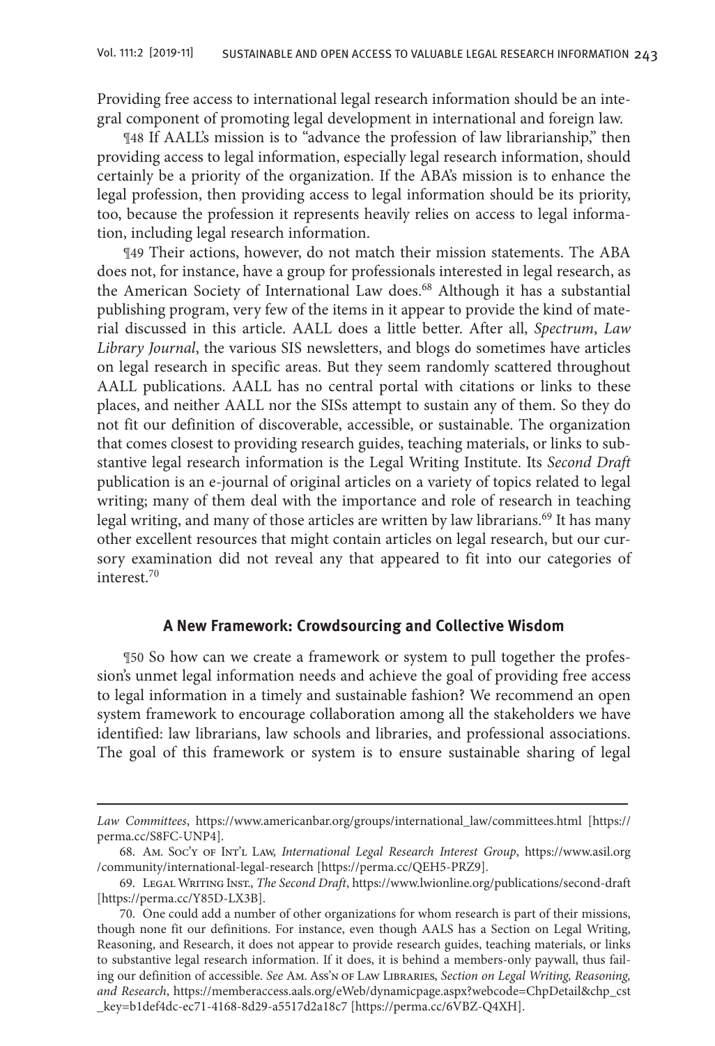Providing free access to international legal research information should be an integral component of promoting legal development in international and foreign law.

¶48 If AALL's mission is to "advance the profession of law librarianship," then providing access to legal information, especially legal research information, should certainly be a priority of the organization. If the ABA's mission is to enhance the legal profession, then providing access to legal information should be its priority, too, because the profession it represents heavily relies on access to legal information, including legal research information.

¶49 Their actions, however, do not match their mission statements. The ABA does not, for instance, have a group for professionals interested in legal research, as the American Society of International Law does.[68] Although it has a substantial publishing program, very few of the items in it appear to provide the kind of material discussed in this article. AALL does a little better. After all, *Spectrum*, *Law Library Journal*, the various SIS newsletters, and blogs do sometimes have articles on legal research in specific areas. But they seem randomly scattered throughout AALL publications. AALL has no central portal with citations or links to these places, and neither AALL nor the SISs attempt to sustain any of them. So they do not fit our definition of discoverable, accessible, or sustainable. The organization that comes closest to providing research guides, teaching materials, or links to substantive legal research information is the Legal Writing Institute. Its *Second Draft* publication is an e-journal of original articles on a variety of topics related to legal writing; many of them deal with the importance and role of research in teaching legal writing, and many of those articles are written by law librarians.[69] It has many other excellent resources that might contain articles on legal research, but our cursory examination did not reveal any that appeared to fit into our categories of interest.[70]

## A New Framework: Crowdsourcing and Collective Wisdom

¶50 So how can we create a framework or system to pull together the profession's unmet legal information needs and achieve the goal of providing free access to legal information in a timely and sustainable fashion? We recommend an open system framework to encourage collaboration among all the stakeholders we have identified: law librarians, law schools and libraries, and professional associations. The goal of this framework or system is to ensure sustainable sharing of legal

---

*Law Committees*, https://www.americanbar.org/groups/international_law/committees.html [https://perma.cc/S8FC-UNP4].

68. Am. Soc'y of Int'l Law, *International Legal Research Interest Group*, https://www.asil.org/community/international-legal-research [https://perma.cc/QEH5-PRZ9].

69. Legal Writing Inst., *The Second Draft*, https://www.lwionline.org/publications/second-draft [https://perma.cc/Y85D-LX3B].

70. One could add a number of other organizations for whom research is part of their missions, though none fit our definitions. For instance, even though AALS has a Section on Legal Writing, Reasoning, and Research, it does not appear to provide research guides, teaching materials, or links to substantive legal research information. If it does, it is behind a members-only paywall, thus failing our definition of accessible. *See* Am. Ass'n of Law Libraries, *Section on Legal Writing, Reasoning, and Research*, https://memberaccess.aals.org/eWeb/dynamicpage.aspx?webcode=ChpDetail&chp_cst_key=b1def4dc-ec71-4168-8d29-a5517d2a18c7 [https://perma.cc/6VBZ-Q4XH].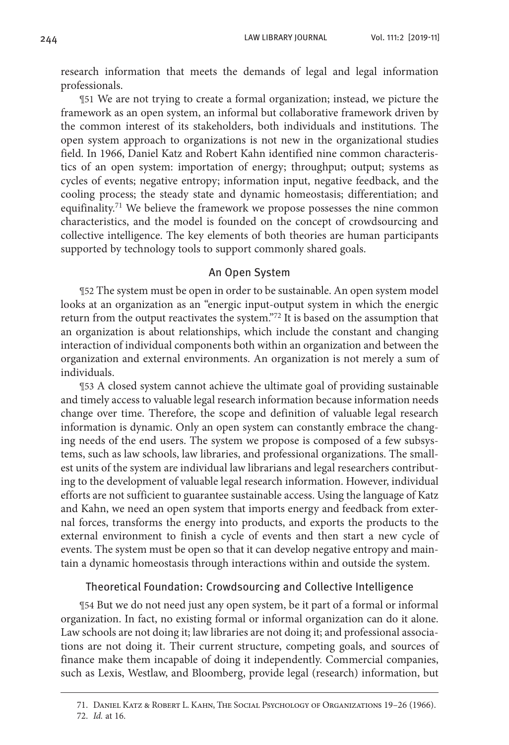research information that meets the demands of legal and legal information professionals.

¶51 We are not trying to create a formal organization; instead, we picture the framework as an open system, an informal but collaborative framework driven by the common interest of its stakeholders, both individuals and institutions. The open system approach to organizations is not new in the organizational studies field. In 1966, Daniel Katz and Robert Kahn identified nine common characteristics of an open system: importation of energy; throughput; output; systems as cycles of events; negative entropy; information input, negative feedback, and the cooling process; the steady state and dynamic homeostasis; differentiation; and equifinality.[71] We believe the framework we propose possesses the nine common characteristics, and the model is founded on the concept of crowdsourcing and collective intelligence. The key elements of both theories are human participants supported by technology tools to support commonly shared goals.

## An Open System

¶52 The system must be open in order to be sustainable. An open system model looks at an organization as an "energic input-output system in which the energic return from the output reactivates the system."[72] It is based on the assumption that an organization is about relationships, which include the constant and changing interaction of individual components both within an organization and between the organization and external environments. An organization is not merely a sum of individuals.

¶53 A closed system cannot achieve the ultimate goal of providing sustainable and timely access to valuable legal research information because information needs change over time. Therefore, the scope and definition of valuable legal research information is dynamic. Only an open system can constantly embrace the changing needs of the end users. The system we propose is composed of a few subsystems, such as law schools, law libraries, and professional organizations. The smallest units of the system are individual law librarians and legal researchers contributing to the development of valuable legal research information. However, individual efforts are not sufficient to guarantee sustainable access. Using the language of Katz and Kahn, we need an open system that imports energy and feedback from external forces, transforms the energy into products, and exports the products to the external environment to finish a cycle of events and then start a new cycle of events. The system must be open so that it can develop negative entropy and maintain a dynamic homeostasis through interactions within and outside the system.

## Theoretical Foundation: Crowdsourcing and Collective Intelligence

¶54 But we do not need just any open system, be it part of a formal or informal organization. In fact, no existing formal or informal organization can do it alone. Law schools are not doing it; law libraries are not doing it; and professional associations are not doing it. Their current structure, competing goals, and sources of finance make them incapable of doing it independently. Commercial companies, such as Lexis, Westlaw, and Bloomberg, provide legal (research) information, but

71. Daniel Katz & Robert L. Kahn, The Social Psychology of Organizations 19–26 (1966).

72. *Id.* at 16.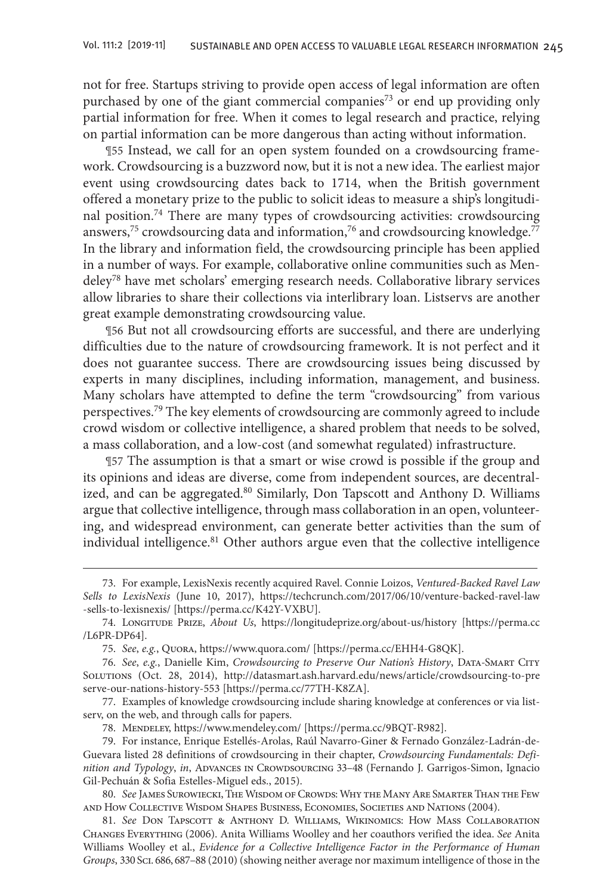not for free. Startups striving to provide open access of legal information are often purchased by one of the giant commercial companies[73] or end up providing only partial information for free. When it comes to legal research and practice, relying on partial information can be more dangerous than acting without information.

¶55 Instead, we call for an open system founded on a crowdsourcing framework. Crowdsourcing is a buzzword now, but it is not a new idea. The earliest major event using crowdsourcing dates back to 1714, when the British government offered a monetary prize to the public to solicit ideas to measure a ship's longitudinal position.[74] There are many types of crowdsourcing activities: crowdsourcing answers,[75] crowdsourcing data and information,[76] and crowdsourcing knowledge.[77] In the library and information field, the crowdsourcing principle has been applied in a number of ways. For example, collaborative online communities such as Mendeley[78] have met scholars' emerging research needs. Collaborative library services allow libraries to share their collections via interlibrary loan. Listservs are another great example demonstrating crowdsourcing value.

¶56 But not all crowdsourcing efforts are successful, and there are underlying difficulties due to the nature of crowdsourcing framework. It is not perfect and it does not guarantee success. There are crowdsourcing issues being discussed by experts in many disciplines, including information, management, and business. Many scholars have attempted to define the term "crowdsourcing" from various perspectives.[79] The key elements of crowdsourcing are commonly agreed to include crowd wisdom or collective intelligence, a shared problem that needs to be solved, a mass collaboration, and a low-cost (and somewhat regulated) infrastructure.

¶57 The assumption is that a smart or wise crowd is possible if the group and its opinions and ideas are diverse, come from independent sources, are decentralized, and can be aggregated.[80] Similarly, Don Tapscott and Anthony D. Williams argue that collective intelligence, through mass collaboration in an open, volunteering, and widespread environment, can generate better activities than the sum of individual intelligence.[81] Other authors argue even that the collective intelligence

---

73. For example, LexisNexis recently acquired Ravel. Connie Loizos, *Ventured-Backed Ravel Law Sells to LexisNexis* (June 10, 2017), https://techcrunch.com/2017/06/10/venture-backed-ravel-law-sells-to-lexisnexis/ [https://perma.cc/K42Y-VXBU].

74. Longitude Prize, *About Us*, https://longitudeprize.org/about-us/history [https://perma.cc/L6PR-DP64].

75. *See*, *e.g.*, Quora, https://www.quora.com/ [https://perma.cc/EHH4-G8QK].

76. *See*, *e.g.*, Danielle Kim, *Crowdsourcing to Preserve Our Nation's History*, Data-Smart City Solutions (Oct. 28, 2014), http://datasmart.ash.harvard.edu/news/article/crowdsourcing-to-preserve-our-nations-history-553 [https://perma.cc/77TH-K8ZA].

77. Examples of knowledge crowdsourcing include sharing knowledge at conferences or via listserv, on the web, and through calls for papers.

78. Mendeley, https://www.mendeley.com/ [https://perma.cc/9BQT-R982].

79. For instance, Enrique Estellés-Arolas, Raúl Navarro-Giner & Fernado González-Ladrán-de-Guevara listed 28 definitions of crowdsourcing in their chapter, *Crowdsourcing Fundamentals: Definition and Typology*, *in*, Advances in Crowdsourcing 33–48 (Fernando J. Garrigos-Simon, Ignacio Gil-Pechuán & Sofia Estelles-Miguel eds., 2015).

80. *See* James Surowiecki, The Wisdom of Crowds: Why the Many Are Smarter Than the Few and How Collective Wisdom Shapes Business, Economies, Societies and Nations (2004).

81. *See* Don Tapscott & Anthony D. Williams, Wikinomics: How Mass Collaboration Changes Everything (2006). Anita Williams Woolley and her coauthors verified the idea. *See* Anita Williams Woolley et al., *Evidence for a Collective Intelligence Factor in the Performance of Human Groups*, 330 Sci. 686, 687–88 (2010) (showing neither average nor maximum intelligence of those in the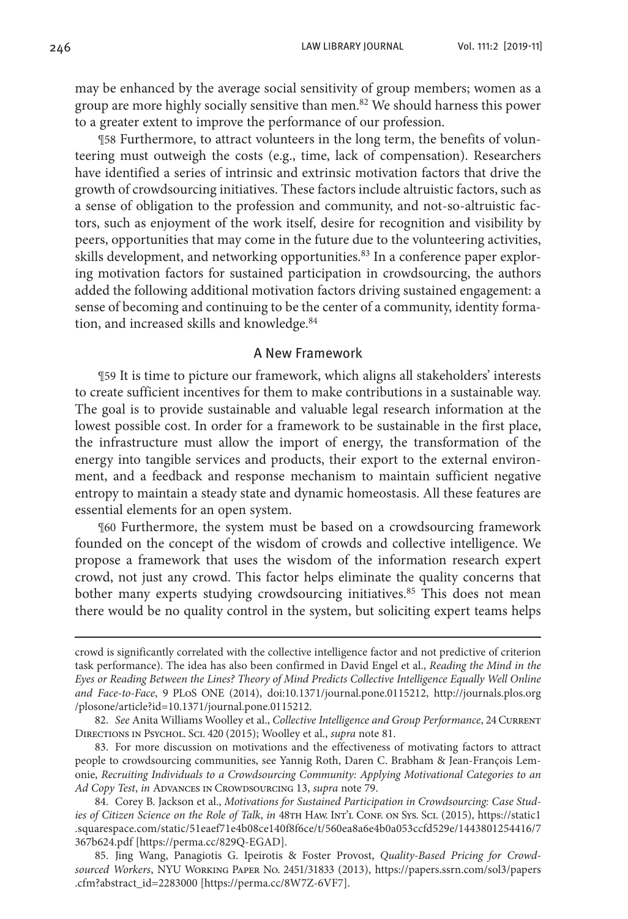may be enhanced by the average social sensitivity of group members; women as a group are more highly socially sensitive than men.[82] We should harness this power to a greater extent to improve the performance of our profession.

¶58 Furthermore, to attract volunteers in the long term, the benefits of volunteering must outweigh the costs (e.g., time, lack of compensation). Researchers have identified a series of intrinsic and extrinsic motivation factors that drive the growth of crowdsourcing initiatives. These factors include altruistic factors, such as a sense of obligation to the profession and community, and not-so-altruistic factors, such as enjoyment of the work itself, desire for recognition and visibility by peers, opportunities that may come in the future due to the volunteering activities, skills development, and networking opportunities.[83] In a conference paper exploring motivation factors for sustained participation in crowdsourcing, the authors added the following additional motivation factors driving sustained engagement: a sense of becoming and continuing to be the center of a community, identity formation, and increased skills and knowledge.[84]

## A New Framework

¶59 It is time to picture our framework, which aligns all stakeholders' interests to create sufficient incentives for them to make contributions in a sustainable way. The goal is to provide sustainable and valuable legal research information at the lowest possible cost. In order for a framework to be sustainable in the first place, the infrastructure must allow the import of energy, the transformation of the energy into tangible services and products, their export to the external environment, and a feedback and response mechanism to maintain sufficient negative entropy to maintain a steady state and dynamic homeostasis. All these features are essential elements for an open system.

¶60 Furthermore, the system must be based on a crowdsourcing framework founded on the concept of the wisdom of crowds and collective intelligence. We propose a framework that uses the wisdom of the information research expert crowd, not just any crowd. This factor helps eliminate the quality concerns that bother many experts studying crowdsourcing initiatives.[85] This does not mean there would be no quality control in the system, but soliciting expert teams helps

---

crowd is significantly correlated with the collective intelligence factor and not predictive of criterion task performance). The idea has also been confirmed in David Engel et al., *Reading the Mind in the Eyes or Reading Between the Lines? Theory of Mind Predicts Collective Intelligence Equally Well Online and Face-to-Face*, 9 PLoS ONE (2014), doi:10.1371/journal.pone.0115212, http://journals.plos.org/plosone/article?id=10.1371/journal.pone.0115212.

82. *See* Anita Williams Woolley et al., *Collective Intelligence and Group Performance*, 24 Current Directions in Psychol. Sci. 420 (2015); Woolley et al., *supra* note 81.

83. For more discussion on motivations and the effectiveness of motivating factors to attract people to crowdsourcing communities, see Yannig Roth, Daren C. Brabham & Jean-François Lemonie, *Recruiting Individuals to a Crowdsourcing Community: Applying Motivational Categories to an Ad Copy Test*, *in* Advances in Crowdsourcing 13, *supra* note 79.

84. Corey B. Jackson et al., *Motivations for Sustained Participation in Crowdsourcing: Case Studies of Citizen Science on the Role of Talk*, *in* 48th Haw. Int'l Conf. on Sys. Sci. (2015), https://static1.squarespace.com/static/51eaef71e4b08ce140f8f6ce/t/560ea8a6e4b0a053ccfd529e/1443801254416/7367b624.pdf [https://perma.cc/829Q-EGAD].

85. Jing Wang, Panagiotis G. Ipeirotis & Foster Provost, *Quality-Based Pricing for Crowdsourced Workers*, NYU Working Paper No. 2451/31833 (2013), https://papers.ssrn.com/sol3/papers.cfm?abstract_id=2283000 [https://perma.cc/8W7Z-6VF7].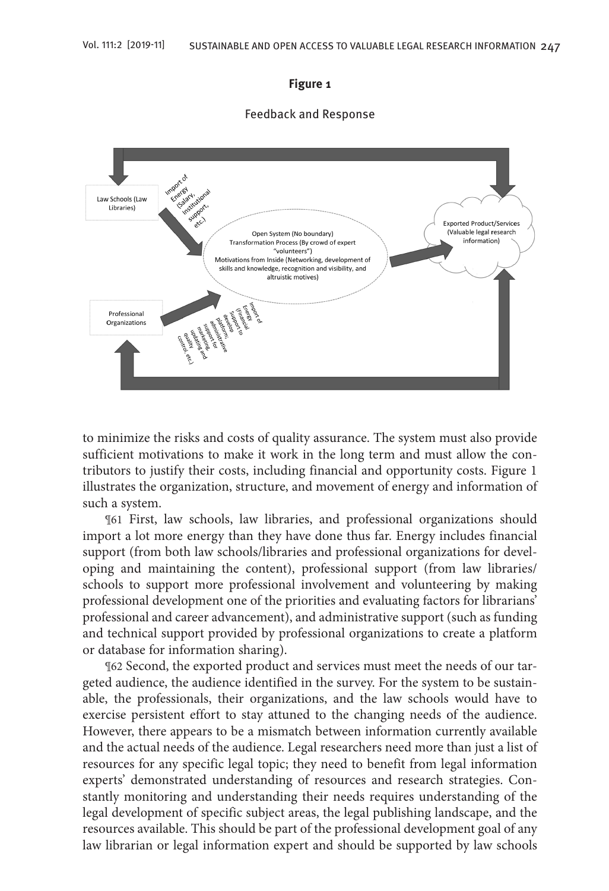**Figure 1**

Feedback and Response

Law Schools (Law Libraries)

Import of Energy (Salary, institutional support, etc.)

Open System (No boundary)
Transformation Process (By crowd of expert "volunteers")
Motivations from Inside (Networking, development of skills and knowledge, recognition and visibility, and altruistic motives)

Exported Product/Services (Valuable legal research information)

Professional Organizations

Import of Energy (Financial Support to develop platform, administrative support for marketing, updating and quality control, etc.)

to minimize the risks and costs of quality assurance. The system must also provide sufficient motivations to make it work in the long term and must allow the contributors to justify their costs, including financial and opportunity costs. Figure 1 illustrates the organization, structure, and movement of energy and information of such a system.

¶61 First, law schools, law libraries, and professional organizations should import a lot more energy than they have done thus far. Energy includes financial support (from both law schools/libraries and professional organizations for developing and maintaining the content), professional support (from law libraries/schools to support more professional involvement and volunteering by making professional development one of the priorities and evaluating factors for librarians' professional and career advancement), and administrative support (such as funding and technical support provided by professional organizations to create a platform or database for information sharing).

¶62 Second, the exported product and services must meet the needs of our targeted audience, the audience identified in the survey. For the system to be sustainable, the professionals, their organizations, and the law schools would have to exercise persistent effort to stay attuned to the changing needs of the audience. However, there appears to be a mismatch between information currently available and the actual needs of the audience. Legal researchers need more than just a list of resources for any specific legal topic; they need to benefit from legal information experts' demonstrated understanding of resources and research strategies. Constantly monitoring and understanding their needs requires understanding of the legal development of specific subject areas, the legal publishing landscape, and the resources available. This should be part of the professional development goal of any law librarian or legal information expert and should be supported by law schools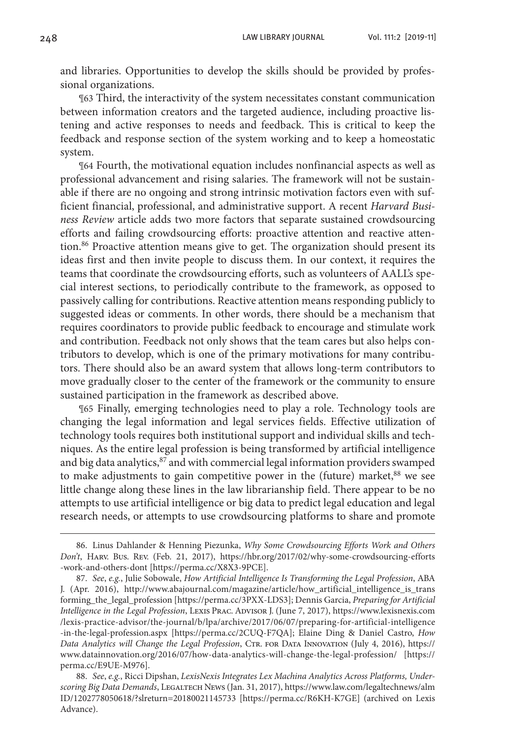and libraries. Opportunities to develop the skills should be provided by professional organizations.

¶63 Third, the interactivity of the system necessitates constant communication between information creators and the targeted audience, including proactive listening and active responses to needs and feedback. This is critical to keep the feedback and response section of the system working and to keep a homeostatic system.

¶64 Fourth, the motivational equation includes nonfinancial aspects as well as professional advancement and rising salaries. The framework will not be sustainable if there are no ongoing and strong intrinsic motivation factors even with sufficient financial, professional, and administrative support. A recent *Harvard Business Review* article adds two more factors that separate sustained crowdsourcing efforts and failing crowdsourcing efforts: proactive attention and reactive attention.[86] Proactive attention means give to get. The organization should present its ideas first and then invite people to discuss them. In our context, it requires the teams that coordinate the crowdsourcing efforts, such as volunteers of AALL's special interest sections, to periodically contribute to the framework, as opposed to passively calling for contributions. Reactive attention means responding publicly to suggested ideas or comments. In other words, there should be a mechanism that requires coordinators to provide public feedback to encourage and stimulate work and contribution. Feedback not only shows that the team cares but also helps contributors to develop, which is one of the primary motivations for many contributors. There should also be an award system that allows long-term contributors to move gradually closer to the center of the framework or the community to ensure sustained participation in the framework as described above.

¶65 Finally, emerging technologies need to play a role. Technology tools are changing the legal information and legal services fields. Effective utilization of technology tools requires both institutional support and individual skills and techniques. As the entire legal profession is being transformed by artificial intelligence and big data analytics,[87] and with commercial legal information providers swamped to make adjustments to gain competitive power in the (future) market,[88] we see little change along these lines in the law librarianship field. There appear to be no attempts to use artificial intelligence or big data to predict legal education and legal research needs, or attempts to use crowdsourcing platforms to share and promote

---

86. Linus Dahlander & Henning Piezunka, *Why Some Crowdsourcing Efforts Work and Others Don't*, Harv. Bus. Rev. (Feb. 21, 2017), https://hbr.org/2017/02/why-some-crowdsourcing-efforts-work-and-others-dont [https://perma.cc/X8X3-9PCE].

87. *See, e.g.*, Julie Sobowale, *How Artificial Intelligence Is Transforming the Legal Profession*, ABA J. (Apr. 2016), http://www.abajournal.com/magazine/article/how_artificial_intelligence_is_transforming_the_legal_profession [https://perma.cc/3PXX-LDS3]; Dennis Garcia, *Preparing for Artificial Intelligence in the Legal Profession*, Lexis Prac. Advisor J. (June 7, 2017), https://www.lexisnexis.com/lexis-practice-advisor/the-journal/b/lpa/archive/2017/06/07/preparing-for-artificial-intelligence-in-the-legal-profession.aspx [https://perma.cc/2CUQ-F7QA]; Elaine Ding & Daniel Castro, *How Data Analytics will Change the Legal Profession*, Ctr. for Data Innovation (July 4, 2016), https://www.datainnovation.org/2016/07/how-data-analytics-will-change-the-legal-profession/ [https://perma.cc/E9UE-M976].

88. *See, e.g.*, Ricci Dipshan, *LexisNexis Integrates Lex Machina Analytics Across Platforms, Underscoring Big Data Demands*, Legaltech News (Jan. 31, 2017), https://www.law.com/legaltechnews/almID/1202778050618/?slreturn=20180021145733 [https://perma.cc/R6KH-K7GE] (archived on Lexis Advance).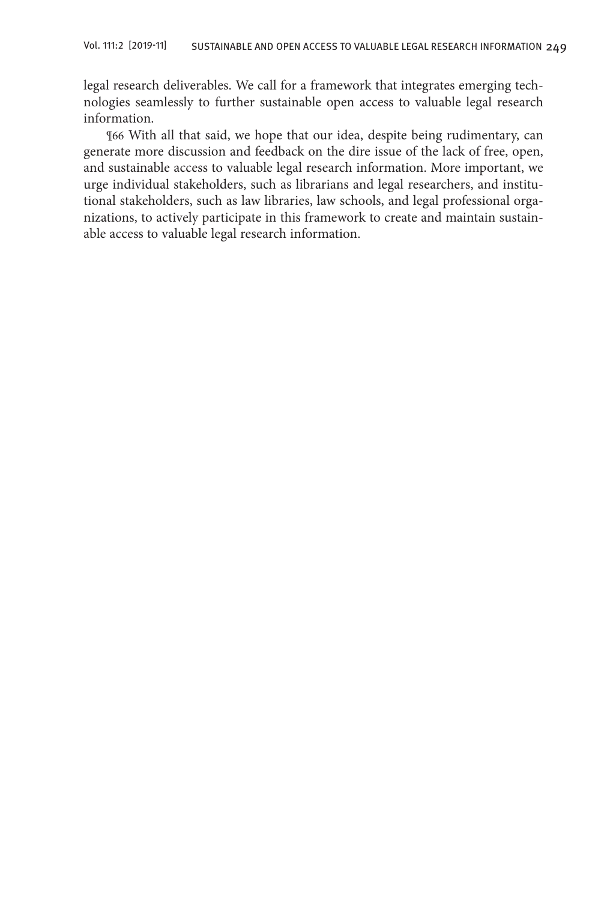legal research deliverables. We call for a framework that integrates emerging technologies seamlessly to further sustainable open access to valuable legal research information.

¶66 With all that said, we hope that our idea, despite being rudimentary, can generate more discussion and feedback on the dire issue of the lack of free, open, and sustainable access to valuable legal research information. More important, we urge individual stakeholders, such as librarians and legal researchers, and institutional stakeholders, such as law libraries, law schools, and legal professional organizations, to actively participate in this framework to create and maintain sustainable access to valuable legal research information.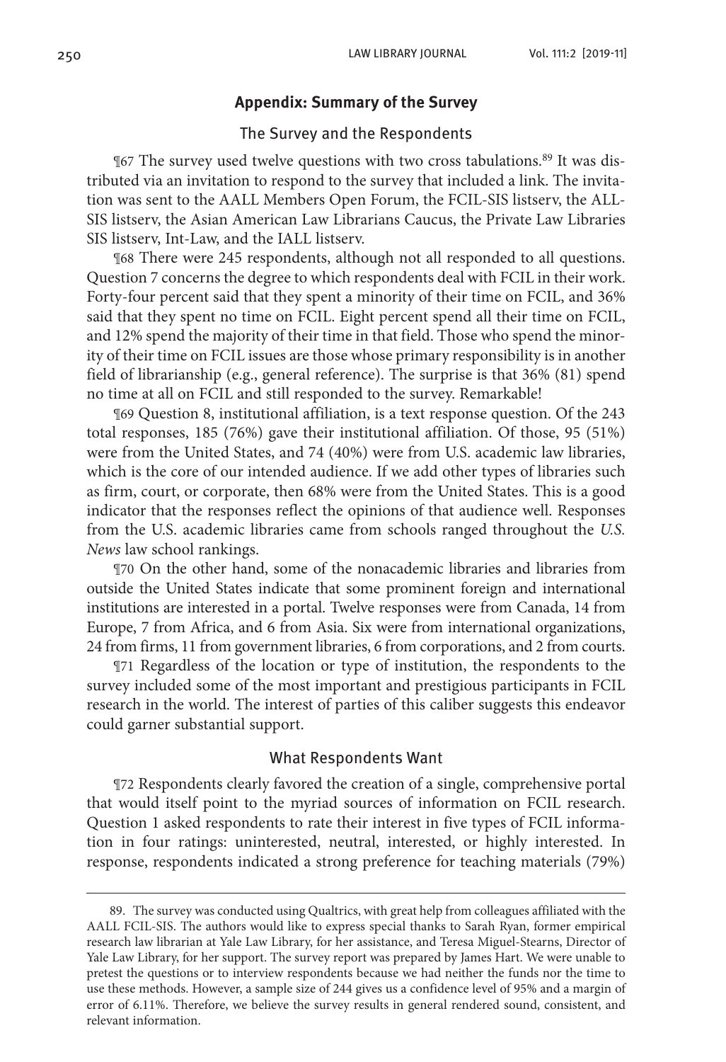## Appendix: Summary of the Survey

### The Survey and the Respondents

¶67 The survey used twelve questions with two cross tabulations.[89] It was distributed via an invitation to respond to the survey that included a link. The invitation was sent to the AALL Members Open Forum, the FCIL-SIS listserv, the ALL-SIS listserv, the Asian American Law Librarians Caucus, the Private Law Libraries SIS listserv, Int-Law, and the IALL listserv.

¶68 There were 245 respondents, although not all responded to all questions. Question 7 concerns the degree to which respondents deal with FCIL in their work. Forty-four percent said that they spent a minority of their time on FCIL, and 36% said that they spent no time on FCIL. Eight percent spend all their time on FCIL, and 12% spend the majority of their time in that field. Those who spend the minority of their time on FCIL issues are those whose primary responsibility is in another field of librarianship (e.g., general reference). The surprise is that 36% (81) spend no time at all on FCIL and still responded to the survey. Remarkable!

¶69 Question 8, institutional affiliation, is a text response question. Of the 243 total responses, 185 (76%) gave their institutional affiliation. Of those, 95 (51%) were from the United States, and 74 (40%) were from U.S. academic law libraries, which is the core of our intended audience. If we add other types of libraries such as firm, court, or corporate, then 68% were from the United States. This is a good indicator that the responses reflect the opinions of that audience well. Responses from the U.S. academic libraries came from schools ranged throughout the *U.S. News* law school rankings.

¶70 On the other hand, some of the nonacademic libraries and libraries from outside the United States indicate that some prominent foreign and international institutions are interested in a portal. Twelve responses were from Canada, 14 from Europe, 7 from Africa, and 6 from Asia. Six were from international organizations, 24 from firms, 11 from government libraries, 6 from corporations, and 2 from courts.

¶71 Regardless of the location or type of institution, the respondents to the survey included some of the most important and prestigious participants in FCIL research in the world. The interest of parties of this caliber suggests this endeavor could garner substantial support.

### What Respondents Want

¶72 Respondents clearly favored the creation of a single, comprehensive portal that would itself point to the myriad sources of information on FCIL research. Question 1 asked respondents to rate their interest in five types of FCIL information in four ratings: uninterested, neutral, interested, or highly interested. In response, respondents indicated a strong preference for teaching materials (79%)

---

89. The survey was conducted using Qualtrics, with great help from colleagues affiliated with the AALL FCIL-SIS. The authors would like to express special thanks to Sarah Ryan, former empirical research law librarian at Yale Law Library, for her assistance, and Teresa Miguel-Stearns, Director of Yale Law Library, for her support. The survey report was prepared by James Hart. We were unable to pretest the questions or to interview respondents because we had neither the funds nor the time to use these methods. However, a sample size of 244 gives us a confidence level of 95% and a margin of error of 6.11%. Therefore, we believe the survey results in general rendered sound, consistent, and relevant information.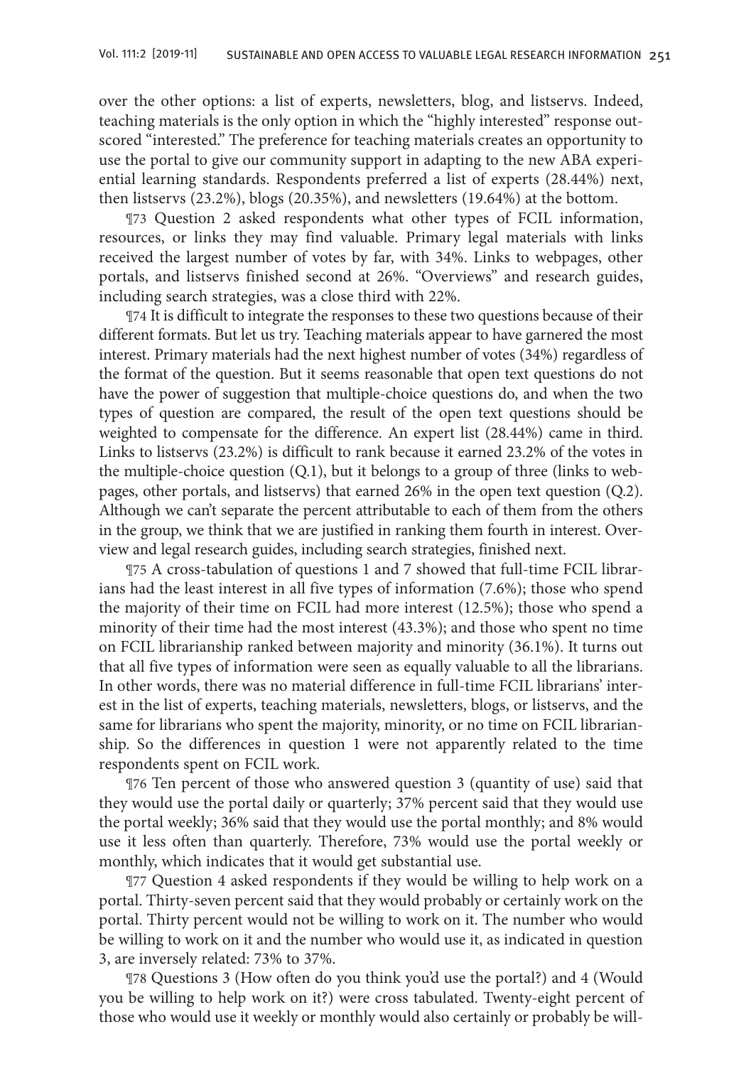over the other options: a list of experts, newsletters, blog, and listservs. Indeed, teaching materials is the only option in which the "highly interested" response outscored "interested." The preference for teaching materials creates an opportunity to use the portal to give our community support in adapting to the new ABA experiential learning standards. Respondents preferred a list of experts (28.44%) next, then listservs (23.2%), blogs (20.35%), and newsletters (19.64%) at the bottom.

¶73 Question 2 asked respondents what other types of FCIL information, resources, or links they may find valuable. Primary legal materials with links received the largest number of votes by far, with 34%. Links to webpages, other portals, and listservs finished second at 26%. "Overviews" and research guides, including search strategies, was a close third with 22%.

¶74 It is difficult to integrate the responses to these two questions because of their different formats. But let us try. Teaching materials appear to have garnered the most interest. Primary materials had the next highest number of votes (34%) regardless of the format of the question. But it seems reasonable that open text questions do not have the power of suggestion that multiple-choice questions do, and when the two types of question are compared, the result of the open text questions should be weighted to compensate for the difference. An expert list (28.44%) came in third. Links to listservs (23.2%) is difficult to rank because it earned 23.2% of the votes in the multiple-choice question (Q.1), but it belongs to a group of three (links to webpages, other portals, and listservs) that earned 26% in the open text question (Q.2). Although we can't separate the percent attributable to each of them from the others in the group, we think that we are justified in ranking them fourth in interest. Overview and legal research guides, including search strategies, finished next.

¶75 A cross-tabulation of questions 1 and 7 showed that full-time FCIL librarians had the least interest in all five types of information (7.6%); those who spend the majority of their time on FCIL had more interest (12.5%); those who spend a minority of their time had the most interest (43.3%); and those who spent no time on FCIL librarianship ranked between majority and minority (36.1%). It turns out that all five types of information were seen as equally valuable to all the librarians. In other words, there was no material difference in full-time FCIL librarians' interest in the list of experts, teaching materials, newsletters, blogs, or listservs, and the same for librarians who spent the majority, minority, or no time on FCIL librarianship. So the differences in question 1 were not apparently related to the time respondents spent on FCIL work.

¶76 Ten percent of those who answered question 3 (quantity of use) said that they would use the portal daily or quarterly; 37% percent said that they would use the portal weekly; 36% said that they would use the portal monthly; and 8% would use it less often than quarterly. Therefore, 73% would use the portal weekly or monthly, which indicates that it would get substantial use.

¶77 Question 4 asked respondents if they would be willing to help work on a portal. Thirty-seven percent said that they would probably or certainly work on the portal. Thirty percent would not be willing to work on it. The number who would be willing to work on it and the number who would use it, as indicated in question 3, are inversely related: 73% to 37%.

¶78 Questions 3 (How often do you think you'd use the portal?) and 4 (Would you be willing to help work on it?) were cross tabulated. Twenty-eight percent of those who would use it weekly or monthly would also certainly or probably be will-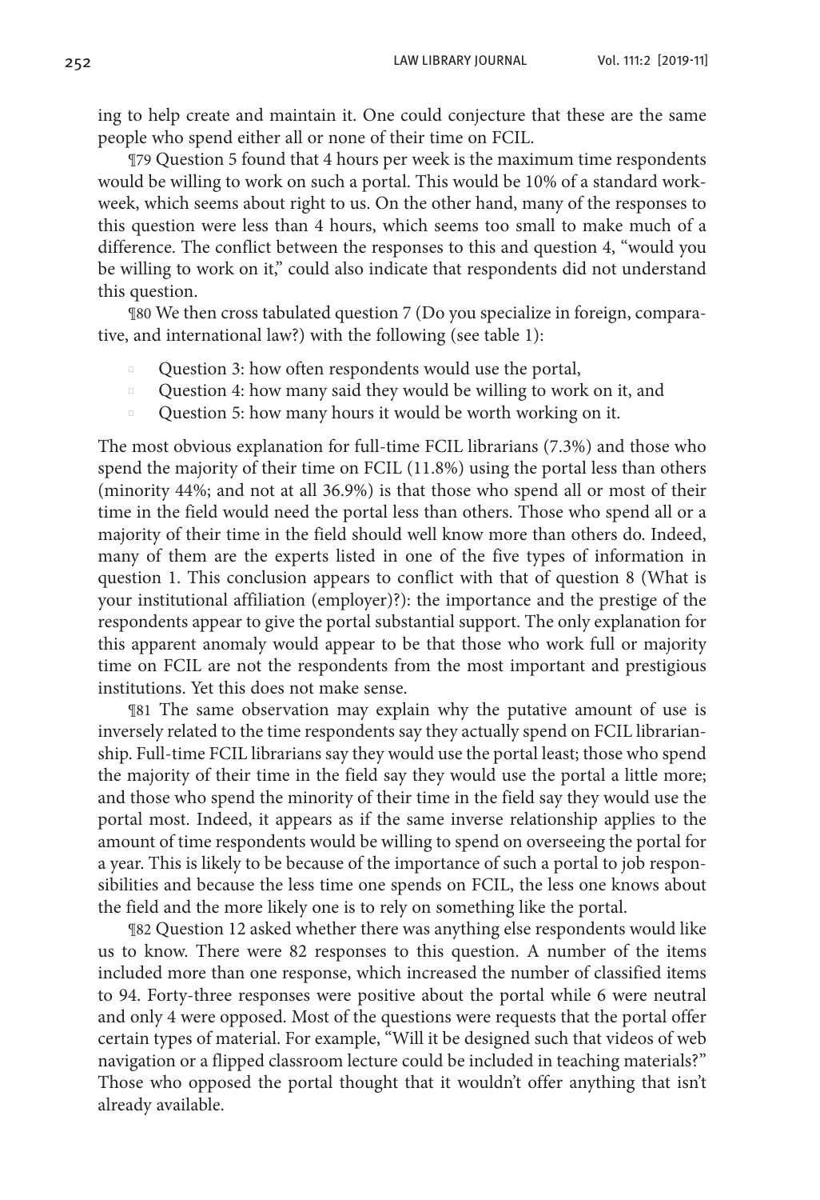ing to help create and maintain it. One could conjecture that these are the same people who spend either all or none of their time on FCIL.

¶79 Question 5 found that 4 hours per week is the maximum time respondents would be willing to work on such a portal. This would be 10% of a standard workweek, which seems about right to us. On the other hand, many of the responses to this question were less than 4 hours, which seems too small to make much of a difference. The conflict between the responses to this and question 4, "would you be willing to work on it," could also indicate that respondents did not understand this question.

¶80 We then cross tabulated question 7 (Do you specialize in foreign, comparative, and international law?) with the following (see table 1):

- Question 3: how often respondents would use the portal,
- Question 4: how many said they would be willing to work on it, and
- Question 5: how many hours it would be worth working on it.

The most obvious explanation for full-time FCIL librarians (7.3%) and those who spend the majority of their time on FCIL (11.8%) using the portal less than others (minority 44%; and not at all 36.9%) is that those who spend all or most of their time in the field would need the portal less than others. Those who spend all or a majority of their time in the field should well know more than others do. Indeed, many of them are the experts listed in one of the five types of information in question 1. This conclusion appears to conflict with that of question 8 (What is your institutional affiliation (employer)?): the importance and the prestige of the respondents appear to give the portal substantial support. The only explanation for this apparent anomaly would appear to be that those who work full or majority time on FCIL are not the respondents from the most important and prestigious institutions. Yet this does not make sense.

¶81 The same observation may explain why the putative amount of use is inversely related to the time respondents say they actually spend on FCIL librarianship. Full-time FCIL librarians say they would use the portal least; those who spend the majority of their time in the field say they would use the portal a little more; and those who spend the minority of their time in the field say they would use the portal most. Indeed, it appears as if the same inverse relationship applies to the amount of time respondents would be willing to spend on overseeing the portal for a year. This is likely to be because of the importance of such a portal to job responsibilities and because the less time one spends on FCIL, the less one knows about the field and the more likely one is to rely on something like the portal.

¶82 Question 12 asked whether there was anything else respondents would like us to know. There were 82 responses to this question. A number of the items included more than one response, which increased the number of classified items to 94. Forty-three responses were positive about the portal while 6 were neutral and only 4 were opposed. Most of the questions were requests that the portal offer certain types of material. For example, "Will it be designed such that videos of web navigation or a flipped classroom lecture could be included in teaching materials?" Those who opposed the portal thought that it wouldn't offer anything that isn't already available.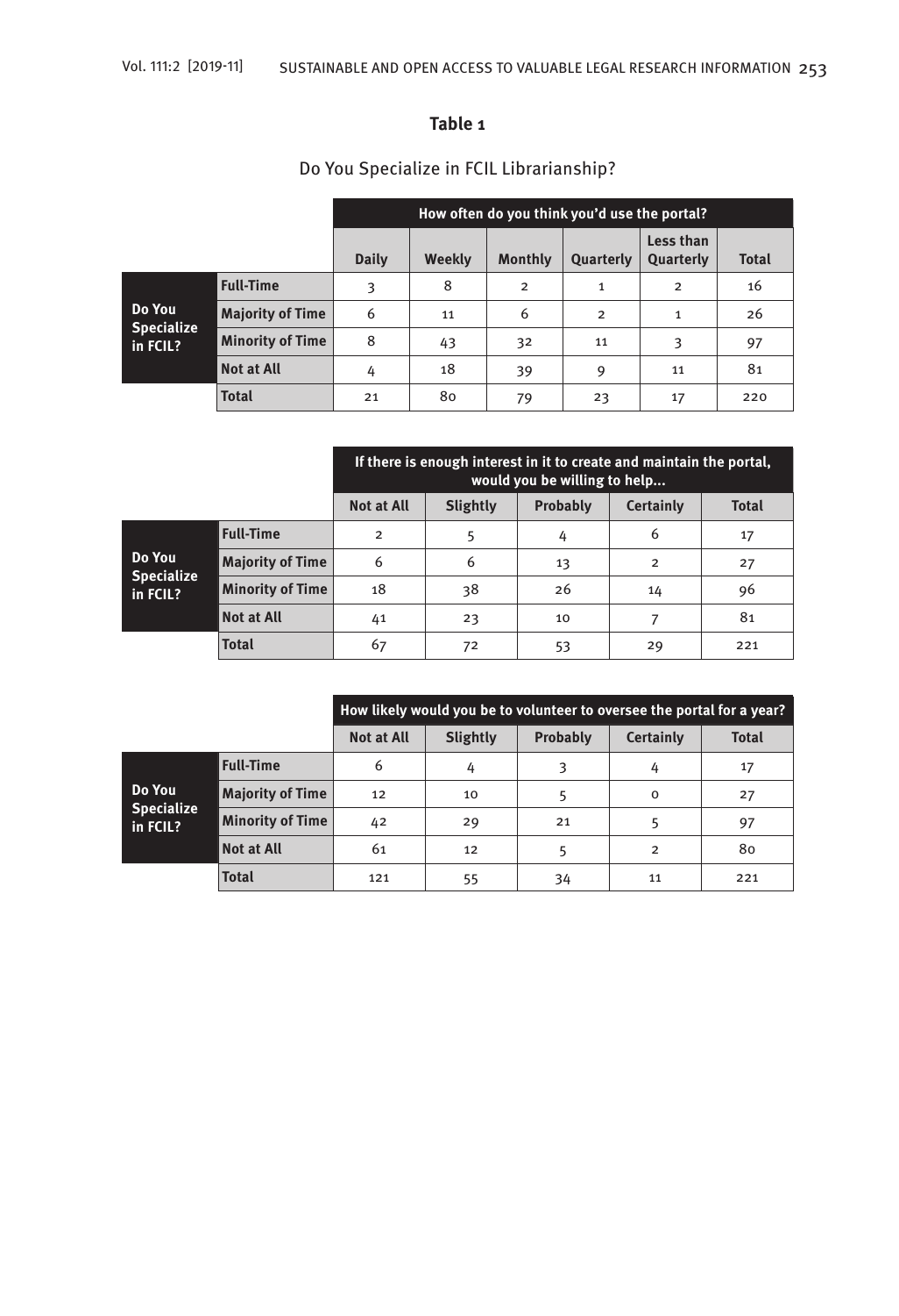**Table 1**

Do You Specialize in FCIL Librarianship?

| | | How often do you think you'd use the portal? | | | | | |
|---|---|---|---|---|---|---|---|
| | | Daily | Weekly | Monthly | Quarterly | Less than Quarterly | Total |
| Do You Specialize in FCIL? | Full-Time | 3 | 8 | 2 | 1 | 2 | 16 |
| | Majority of Time | 6 | 11 | 6 | 2 | 1 | 26 |
| | Minority of Time | 8 | 43 | 32 | 11 | 3 | 97 |
| | Not at All | 4 | 18 | 39 | 9 | 11 | 81 |
| | Total | 21 | 80 | 79 | 23 | 17 | 220 |

| | | If there is enough interest in it to create and maintain the portal, would you be willing to help... | | | | |
|---|---|---|---|---|---|---|
| | | Not at All | Slightly | Probably | Certainly | Total |
| Do You Specialize in FCIL? | Full-Time | 2 | 5 | 4 | 6 | 17 |
| | Majority of Time | 6 | 6 | 13 | 2 | 27 |
| | Minority of Time | 18 | 38 | 26 | 14 | 96 |
| | Not at All | 41 | 23 | 10 | 7 | 81 |
| | Total | 67 | 72 | 53 | 29 | 221 |

| | | How likely would you be to volunteer to oversee the portal for a year? | | | | |
|---|---|---|---|---|---|---|
| | | Not at All | Slightly | Probably | Certainly | Total |
| Do You Specialize in FCIL? | Full-Time | 6 | 4 | 3 | 4 | 17 |
| | Majority of Time | 12 | 10 | 5 | 0 | 27 |
| | Minority of Time | 42 | 29 | 21 | 5 | 97 |
| | Not at All | 61 | 12 | 5 | 2 | 80 |
| | Total | 121 | 55 | 34 | 11 | 221 |